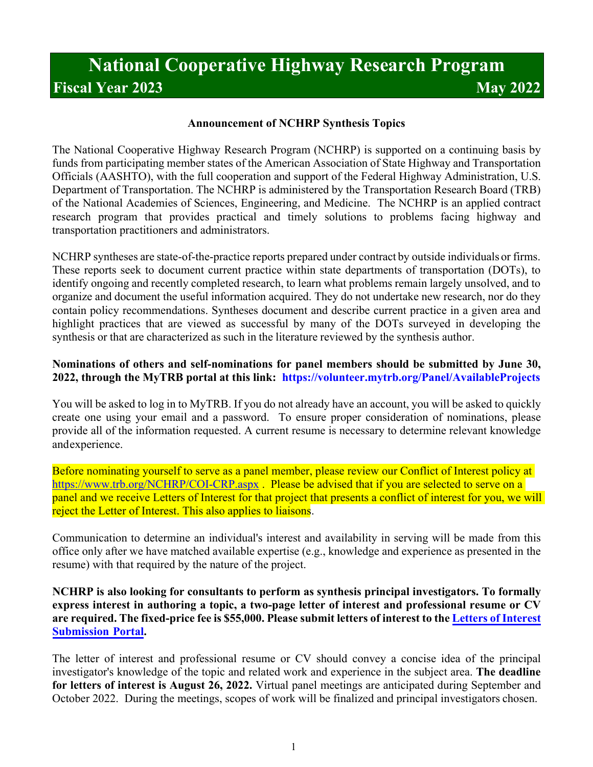# National Cooperative Highway Research Program

## Fiscal Year 2023 May 2022

### Announcement of NCHRP Synthesis Topics

The National Cooperative Highway Research Program (NCHRP) is supported on a continuing basis by funds from participating member states of the American Association of State Highway and Transportation Officials (AASHTO), with the full cooperation and support of the Federal Highway Administration, U.S. Department of Transportation. The NCHRP is administered by the Transportation Research Board (TRB) of the National Academies of Sciences, Engineering, and Medicine. The NCHRP is an applied contract research program that provides practical and timely solutions to problems facing highway and transportation practitioners and administrators.

NCHRP syntheses are state-of-the-practice reports prepared under contract by outside individuals or firms. These reports seek to document current practice within state departments of transportation (DOTs), to identify ongoing and recently completed research, to learn what problems remain largely unsolved, and to organize and document the useful information acquired. They do not undertake new research, nor do they contain policy recommendations. Syntheses document and describe current practice in a given area and highlight practices that are viewed as successful by many of the DOTs surveyed in developing the synthesis or that are characterized as such in the literature reviewed by the synthesis author.

**Nominations of others and self-nominations for panel members should be submitted by June 30, 2022, through the MyTRB portal at this link: https://volunteer.mytrb.org/Panel/AvailableProjects**

You will be asked to log in to MyTRB. If you do not already have an account, you will be asked to quickly create one using your email and a password. To ensure proper consideration of nominations, please provide all of the information requested. A current resume is necessary to determine relevant knowledge and experience.

Before nominating yourself to serve as a panel member, please review our Conflict of Interest policy at https://www.trb.org/NCHRP/COI-CRP.aspx . Please be advised that if you are selected to serve on a panel and we receive Letters of Interest for that project that presents a conflict of interest for you, we will reject the Letter of Interest. This also applies to liaisons.

Communication to determine an individual's interest and availability in serving will be made from this office only after we have matched available expertise (e.g., knowledge and experience as presented in the resume) with that required by the nature of the project.

**NCHRP is also looking for consultants to perform as synthesis principal investigators. To formally express interest in authoring a topic, a two-page letter of interest and professional resume or CV are required. The fixed-price fee is $55,000. Please submit letters of interest to the Letters of Interest Submission Portal.**

The letter of interest and professional resume or CV should convey a concise idea of the principal investigator's knowledge of the topic and related work and experience in the subject area. **The deadline for letters of interest is August 26, 2022.** Virtual panel meetings are anticipated during September and October 2022. During the meetings, scopes of work will be finalized and principal investigators chosen.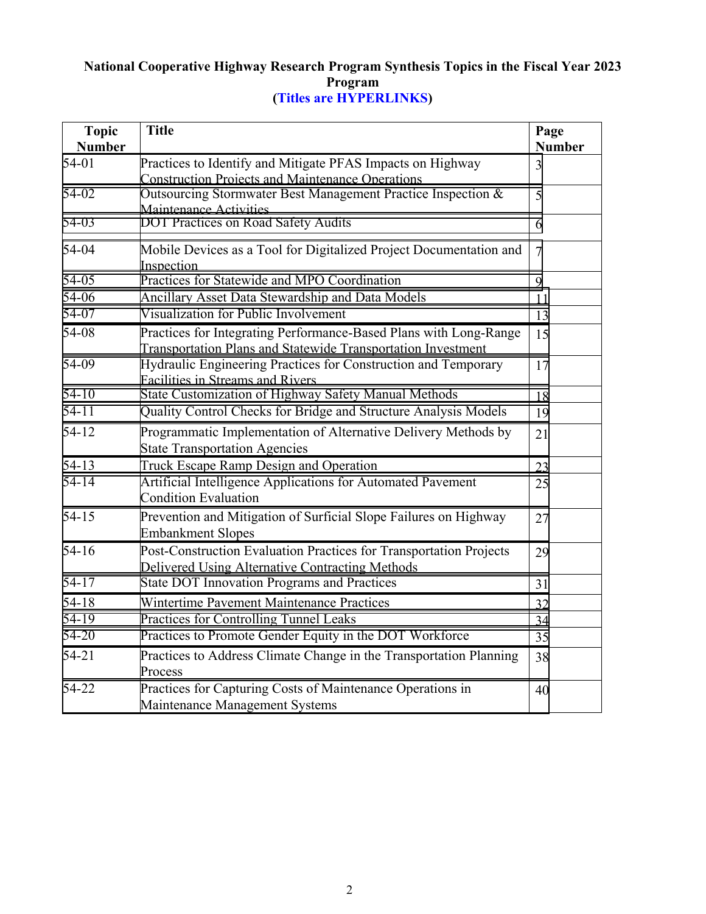**National Cooperative Highway Research Program Synthesis Topics in the Fiscal Year 2023 Program**
**(Titles are HYPERLINKS)**

| Topic Number | Title | Page Number |
|---|---|---|
| 54-01 | Practices to Identify and Mitigate PFAS Impacts on Highway Construction Projects and Maintenance Operations | 3 |
| 54-02 | Outsourcing Stormwater Best Management Practice Inspection & Maintenance Activities | 5 |
| 54-03 | DOT Practices on Road Safety Audits | 6 |
| 54-04 | Mobile Devices as a Tool for Digitalized Project Documentation and Inspection | 7 |
| 54-05 | Practices for Statewide and MPO Coordination | 9 |
| 54-06 | Ancillary Asset Data Stewardship and Data Models | 11 |
| 54-07 | Visualization for Public Involvement | 13 |
| 54-08 | Practices for Integrating Performance-Based Plans with Long-Range Transportation Plans and Statewide Transportation Investment | 15 |
| 54-09 | Hydraulic Engineering Practices for Construction and Temporary Facilities in Streams and Rivers | 17 |
| 54-10 | State Customization of Highway Safety Manual Methods | 18 |
| 54-11 | Quality Control Checks for Bridge and Structure Analysis Models | 19 |
| 54-12 | Programmatic Implementation of Alternative Delivery Methods by State Transportation Agencies | 21 |
| 54-13 | Truck Escape Ramp Design and Operation | 23 |
| 54-14 | Artificial Intelligence Applications for Automated Pavement Condition Evaluation | 25 |
| 54-15 | Prevention and Mitigation of Surficial Slope Failures on Highway Embankment Slopes | 27 |
| 54-16 | Post-Construction Evaluation Practices for Transportation Projects Delivered Using Alternative Contracting Methods | 29 |
| 54-17 | State DOT Innovation Programs and Practices | 31 |
| 54-18 | Wintertime Pavement Maintenance Practices | 32 |
| 54-19 | Practices for Controlling Tunnel Leaks | 34 |
| 54-20 | Practices to Promote Gender Equity in the DOT Workforce | 35 |
| 54-21 | Practices to Address Climate Change in the Transportation Planning Process | 38 |
| 54-22 | Practices for Capturing Costs of Maintenance Operations in Maintenance Management Systems | 40 |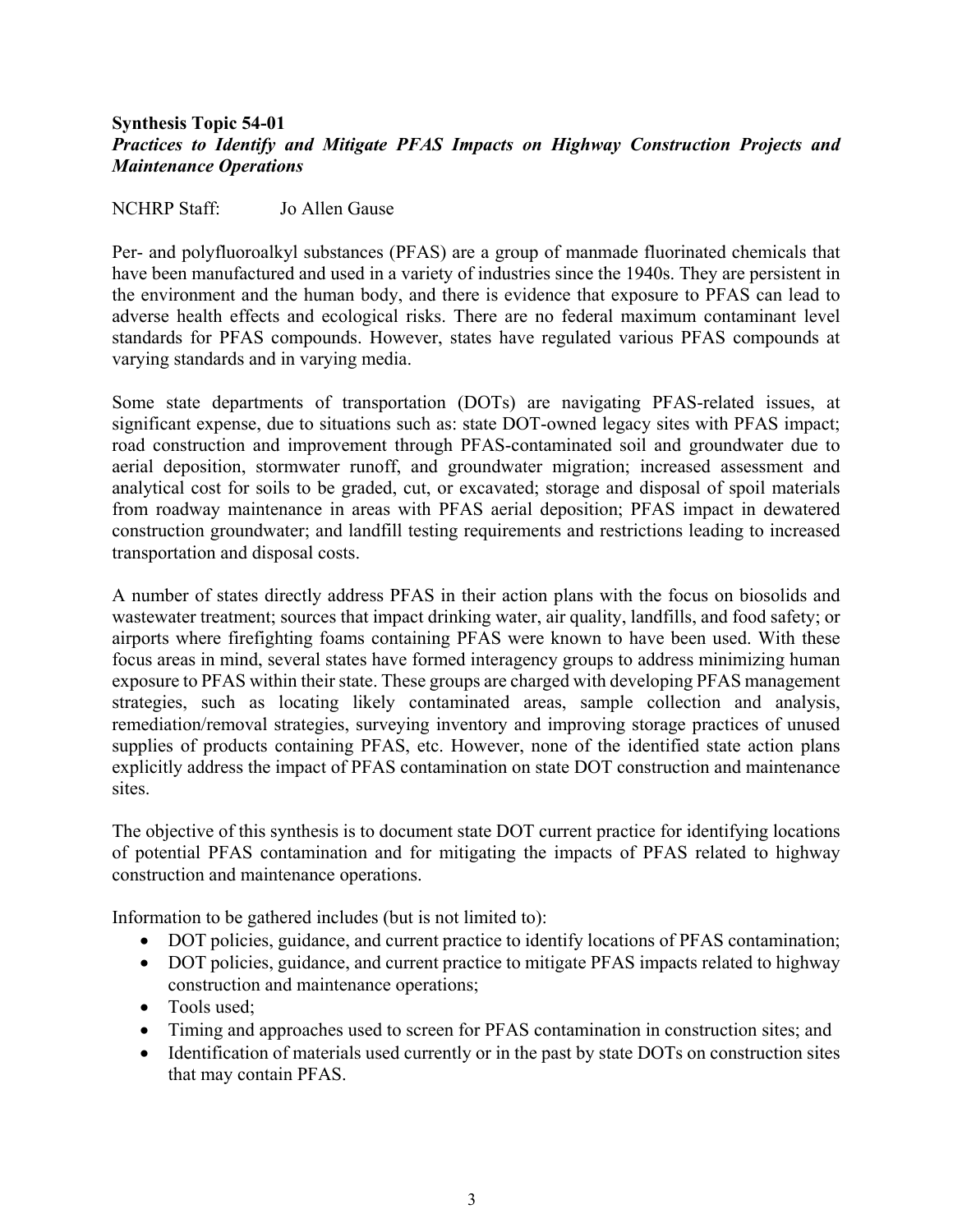**Synthesis Topic 54-01**
***Practices to Identify and Mitigate PFAS Impacts on Highway Construction Projects and Maintenance Operations***

NCHRP Staff: Jo Allen Gause

Per- and polyfluoroalkyl substances (PFAS) are a group of manmade fluorinated chemicals that have been manufactured and used in a variety of industries since the 1940s. They are persistent in the environment and the human body, and there is evidence that exposure to PFAS can lead to adverse health effects and ecological risks. There are no federal maximum contaminant level standards for PFAS compounds. However, states have regulated various PFAS compounds at varying standards and in varying media.

Some state departments of transportation (DOTs) are navigating PFAS-related issues, at significant expense, due to situations such as: state DOT-owned legacy sites with PFAS impact; road construction and improvement through PFAS-contaminated soil and groundwater due to aerial deposition, stormwater runoff, and groundwater migration; increased assessment and analytical cost for soils to be graded, cut, or excavated; storage and disposal of spoil materials from roadway maintenance in areas with PFAS aerial deposition; PFAS impact in dewatered construction groundwater; and landfill testing requirements and restrictions leading to increased transportation and disposal costs.

A number of states directly address PFAS in their action plans with the focus on biosolids and wastewater treatment; sources that impact drinking water, air quality, landfills, and food safety; or airports where firefighting foams containing PFAS were known to have been used. With these focus areas in mind, several states have formed interagency groups to address minimizing human exposure to PFAS within their state. These groups are charged with developing PFAS management strategies, such as locating likely contaminated areas, sample collection and analysis, remediation/removal strategies, surveying inventory and improving storage practices of unused supplies of products containing PFAS, etc. However, none of the identified state action plans explicitly address the impact of PFAS contamination on state DOT construction and maintenance sites.

The objective of this synthesis is to document state DOT current practice for identifying locations of potential PFAS contamination and for mitigating the impacts of PFAS related to highway construction and maintenance operations.

Information to be gathered includes (but is not limited to):

- DOT policies, guidance, and current practice to identify locations of PFAS contamination;
- DOT policies, guidance, and current practice to mitigate PFAS impacts related to highway construction and maintenance operations;
- Tools used;
- Timing and approaches used to screen for PFAS contamination in construction sites; and
- Identification of materials used currently or in the past by state DOTs on construction sites that may contain PFAS.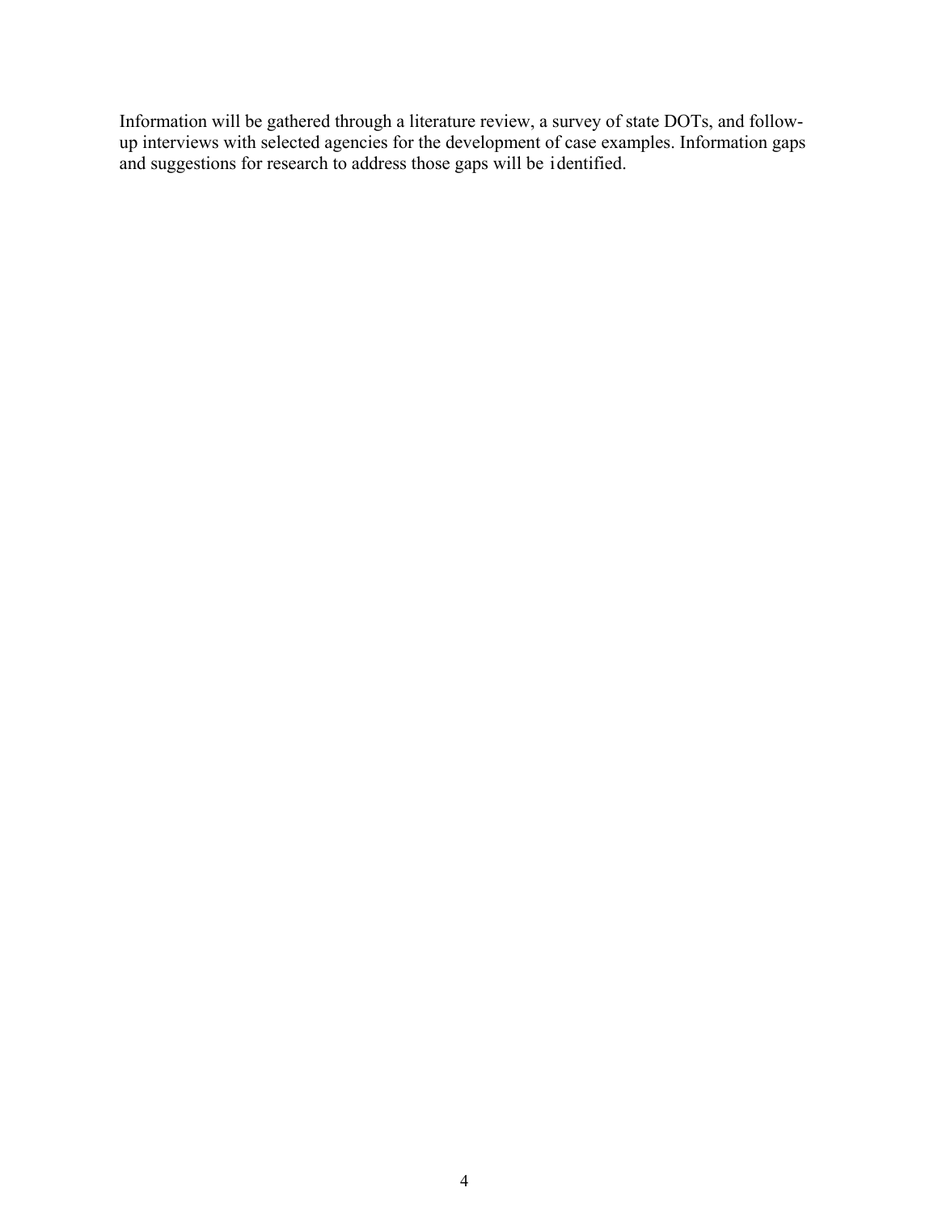Information will be gathered through a literature review, a survey of state DOTs, and follow-up interviews with selected agencies for the development of case examples. Information gaps and suggestions for research to address those gaps will be identified.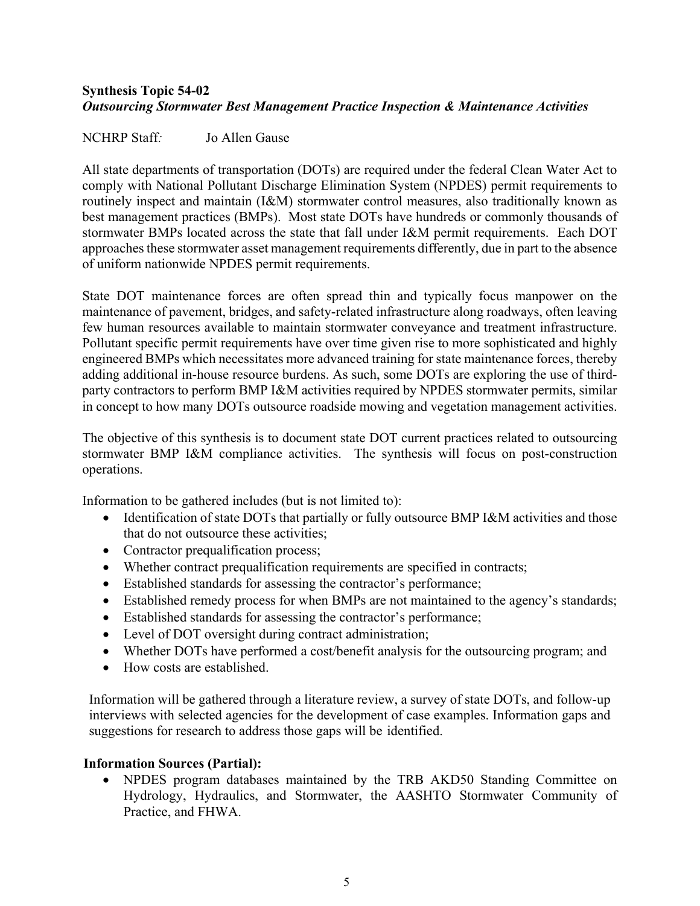**Synthesis Topic 54-02**
***Outsourcing Stormwater Best Management Practice Inspection & Maintenance Activities***

NCHRP Staff*:* Jo Allen Gause

All state departments of transportation (DOTs) are required under the federal Clean Water Act to comply with National Pollutant Discharge Elimination System (NPDES) permit requirements to routinely inspect and maintain (I&M) stormwater control measures, also traditionally known as best management practices (BMPs). Most state DOTs have hundreds or commonly thousands of stormwater BMPs located across the state that fall under I&M permit requirements. Each DOT approaches these stormwater asset management requirements differently, due in part to the absence of uniform nationwide NPDES permit requirements.

State DOT maintenance forces are often spread thin and typically focus manpower on the maintenance of pavement, bridges, and safety-related infrastructure along roadways, often leaving few human resources available to maintain stormwater conveyance and treatment infrastructure. Pollutant specific permit requirements have over time given rise to more sophisticated and highly engineered BMPs which necessitates more advanced training for state maintenance forces, thereby adding additional in-house resource burdens. As such, some DOTs are exploring the use of third-party contractors to perform BMP I&M activities required by NPDES stormwater permits, similar in concept to how many DOTs outsource roadside mowing and vegetation management activities.

The objective of this synthesis is to document state DOT current practices related to outsourcing stormwater BMP I&M compliance activities. The synthesis will focus on post-construction operations.

Information to be gathered includes (but is not limited to):

- Identification of state DOTs that partially or fully outsource BMP I&M activities and those that do not outsource these activities;
- Contractor prequalification process;
- Whether contract prequalification requirements are specified in contracts;
- Established standards for assessing the contractor's performance;
- Established remedy process for when BMPs are not maintained to the agency's standards;
- Established standards for assessing the contractor's performance;
- Level of DOT oversight during contract administration;
- Whether DOTs have performed a cost/benefit analysis for the outsourcing program; and
- How costs are established.

Information will be gathered through a literature review, a survey of state DOTs, and follow-up interviews with selected agencies for the development of case examples. Information gaps and suggestions for research to address those gaps will be identified.

**Information Sources (Partial):**

- NPDES program databases maintained by the TRB AKD50 Standing Committee on Hydrology, Hydraulics, and Stormwater, the AASHTO Stormwater Community of Practice, and FHWA.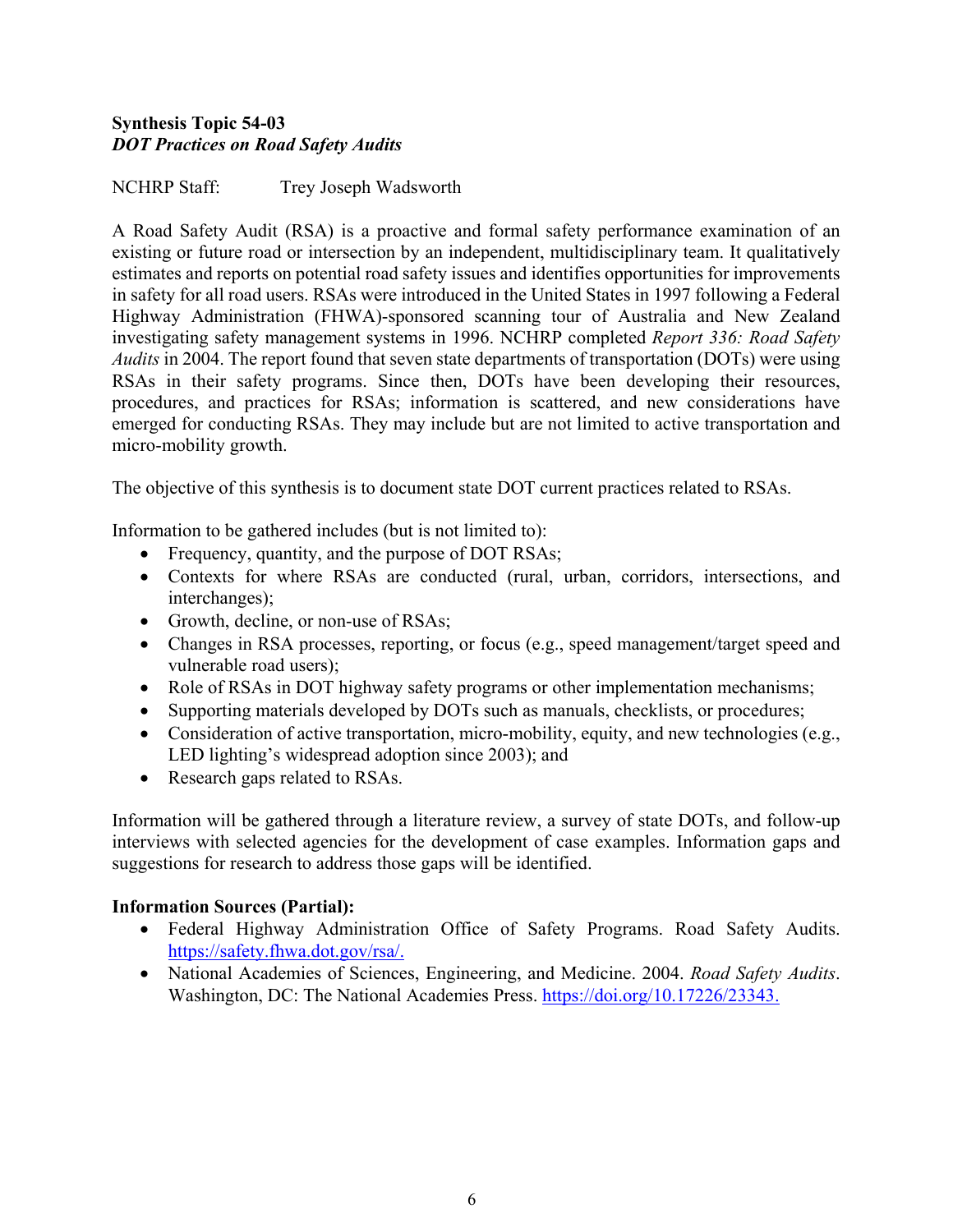**Synthesis Topic 54-03**
***DOT Practices on Road Safety Audits***

NCHRP Staff: Trey Joseph Wadsworth

A Road Safety Audit (RSA) is a proactive and formal safety performance examination of an existing or future road or intersection by an independent, multidisciplinary team. It qualitatively estimates and reports on potential road safety issues and identifies opportunities for improvements in safety for all road users. RSAs were introduced in the United States in 1997 following a Federal Highway Administration (FHWA)-sponsored scanning tour of Australia and New Zealand investigating safety management systems in 1996. NCHRP completed *Report 336: Road Safety Audits* in 2004. The report found that seven state departments of transportation (DOTs) were using RSAs in their safety programs. Since then, DOTs have been developing their resources, procedures, and practices for RSAs; information is scattered, and new considerations have emerged for conducting RSAs. They may include but are not limited to active transportation and micro-mobility growth.

The objective of this synthesis is to document state DOT current practices related to RSAs.

Information to be gathered includes (but is not limited to):

- Frequency, quantity, and the purpose of DOT RSAs;
- Contexts for where RSAs are conducted (rural, urban, corridors, intersections, and interchanges);
- Growth, decline, or non-use of RSAs;
- Changes in RSA processes, reporting, or focus (e.g., speed management/target speed and vulnerable road users);
- Role of RSAs in DOT highway safety programs or other implementation mechanisms;
- Supporting materials developed by DOTs such as manuals, checklists, or procedures;
- Consideration of active transportation, micro-mobility, equity, and new technologies (e.g., LED lighting's widespread adoption since 2003); and
- Research gaps related to RSAs.

Information will be gathered through a literature review, a survey of state DOTs, and follow-up interviews with selected agencies for the development of case examples. Information gaps and suggestions for research to address those gaps will be identified.

**Information Sources (Partial):**

- Federal Highway Administration Office of Safety Programs. Road Safety Audits. https://safety.fhwa.dot.gov/rsa/.
- National Academies of Sciences, Engineering, and Medicine. 2004. *Road Safety Audits*. Washington, DC: The National Academies Press. https://doi.org/10.17226/23343.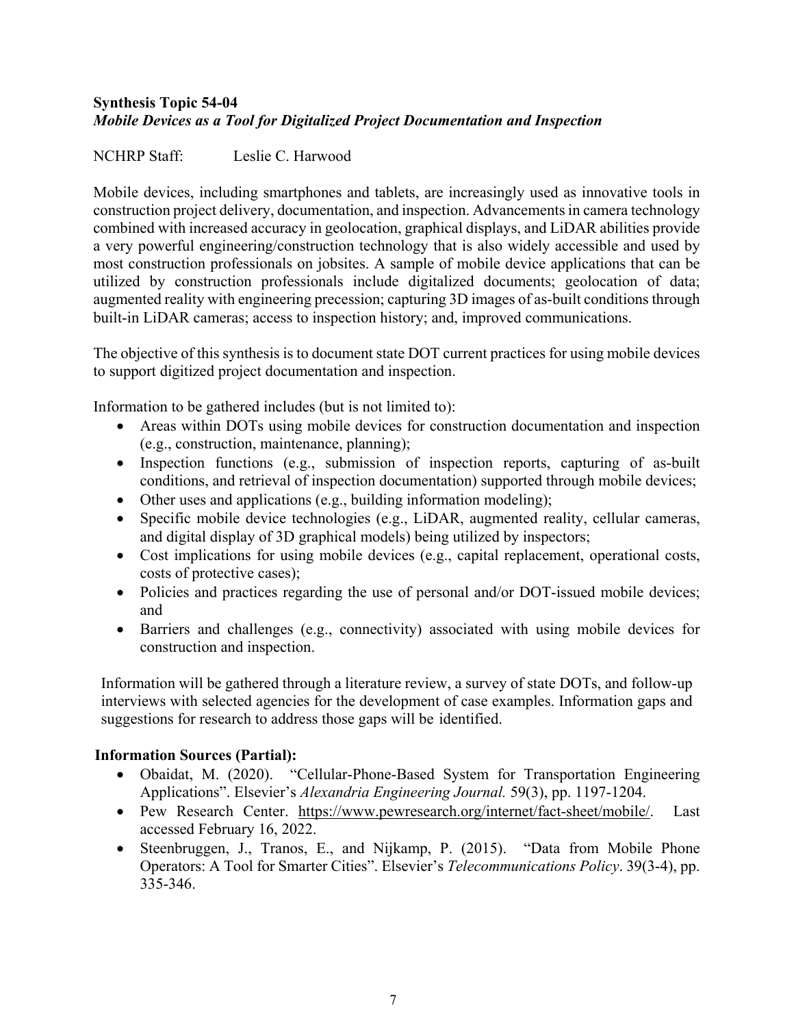**Synthesis Topic 54-04**
***Mobile Devices as a Tool for Digitalized Project Documentation and Inspection***

NCHRP Staff: Leslie C. Harwood

Mobile devices, including smartphones and tablets, are increasingly used as innovative tools in construction project delivery, documentation, and inspection. Advancements in camera technology combined with increased accuracy in geolocation, graphical displays, and LiDAR abilities provide a very powerful engineering/construction technology that is also widely accessible and used by most construction professionals on jobsites. A sample of mobile device applications that can be utilized by construction professionals include digitalized documents; geolocation of data; augmented reality with engineering precession; capturing 3D images of as-built conditions through built-in LiDAR cameras; access to inspection history; and, improved communications.

The objective of this synthesis is to document state DOT current practices for using mobile devices to support digitized project documentation and inspection.

Information to be gathered includes (but is not limited to):

- Areas within DOTs using mobile devices for construction documentation and inspection (e.g., construction, maintenance, planning);
- Inspection functions (e.g., submission of inspection reports, capturing of as-built conditions, and retrieval of inspection documentation) supported through mobile devices;
- Other uses and applications (e.g., building information modeling);
- Specific mobile device technologies (e.g., LiDAR, augmented reality, cellular cameras, and digital display of 3D graphical models) being utilized by inspectors;
- Cost implications for using mobile devices (e.g., capital replacement, operational costs, costs of protective cases);
- Policies and practices regarding the use of personal and/or DOT-issued mobile devices; and
- Barriers and challenges (e.g., connectivity) associated with using mobile devices for construction and inspection.

Information will be gathered through a literature review, a survey of state DOTs, and follow-up interviews with selected agencies for the development of case examples. Information gaps and suggestions for research to address those gaps will be identified.

**Information Sources (Partial):**

- Obaidat, M. (2020). "Cellular-Phone-Based System for Transportation Engineering Applications". Elsevier's *Alexandria Engineering Journal.* 59(3), pp. 1197-1204.
- Pew Research Center. https://www.pewresearch.org/internet/fact-sheet/mobile/. Last accessed February 16, 2022.
- Steenbruggen, J., Tranos, E., and Nijkamp, P. (2015). "Data from Mobile Phone Operators: A Tool for Smarter Cities". Elsevier's *Telecommunications Policy*. 39(3-4), pp. 335-346.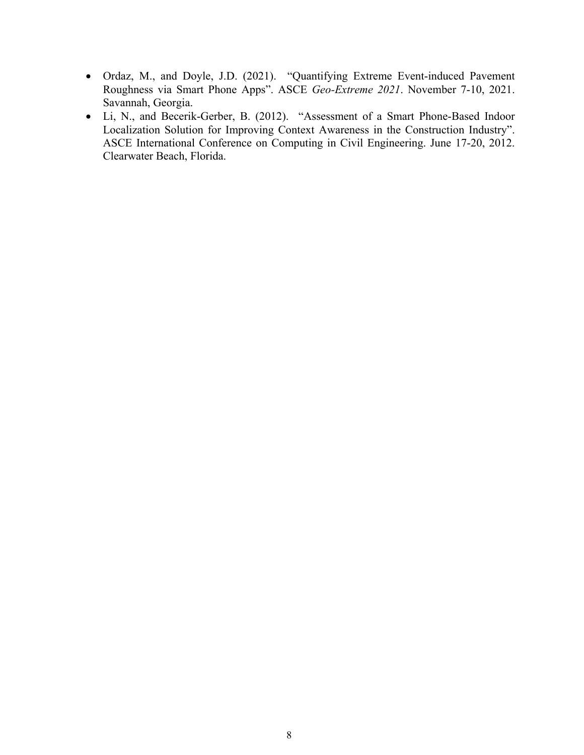- Ordaz, M., and Doyle, J.D. (2021). "Quantifying Extreme Event-induced Pavement Roughness via Smart Phone Apps". ASCE *Geo-Extreme 2021*. November 7-10, 2021. Savannah, Georgia.
- Li, N., and Becerik-Gerber, B. (2012). "Assessment of a Smart Phone-Based Indoor Localization Solution for Improving Context Awareness in the Construction Industry". ASCE International Conference on Computing in Civil Engineering. June 17-20, 2012. Clearwater Beach, Florida.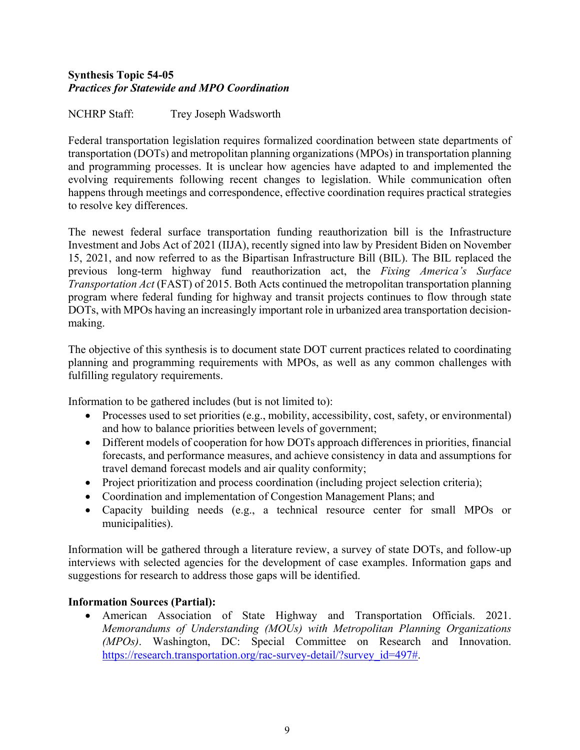**Synthesis Topic 54-05**
***Practices for Statewide and MPO Coordination***

NCHRP Staff: Trey Joseph Wadsworth

Federal transportation legislation requires formalized coordination between state departments of transportation (DOTs) and metropolitan planning organizations (MPOs) in transportation planning and programming processes. It is unclear how agencies have adapted to and implemented the evolving requirements following recent changes to legislation. While communication often happens through meetings and correspondence, effective coordination requires practical strategies to resolve key differences.

The newest federal surface transportation funding reauthorization bill is the Infrastructure Investment and Jobs Act of 2021 (IIJA), recently signed into law by President Biden on November 15, 2021, and now referred to as the Bipartisan Infrastructure Bill (BIL). The BIL replaced the previous long-term highway fund reauthorization act, the *Fixing America's Surface Transportation Act* (FAST) of 2015. Both Acts continued the metropolitan transportation planning program where federal funding for highway and transit projects continues to flow through state DOTs, with MPOs having an increasingly important role in urbanized area transportation decision-making.

The objective of this synthesis is to document state DOT current practices related to coordinating planning and programming requirements with MPOs, as well as any common challenges with fulfilling regulatory requirements.

Information to be gathered includes (but is not limited to):

- Processes used to set priorities (e.g., mobility, accessibility, cost, safety, or environmental) and how to balance priorities between levels of government;
- Different models of cooperation for how DOTs approach differences in priorities, financial forecasts, and performance measures, and achieve consistency in data and assumptions for travel demand forecast models and air quality conformity;
- Project prioritization and process coordination (including project selection criteria);
- Coordination and implementation of Congestion Management Plans; and
- Capacity building needs (e.g., a technical resource center for small MPOs or municipalities).

Information will be gathered through a literature review, a survey of state DOTs, and follow-up interviews with selected agencies for the development of case examples. Information gaps and suggestions for research to address those gaps will be identified.

**Information Sources (Partial):**

- American Association of State Highway and Transportation Officials. 2021. *Memorandums of Understanding (MOUs) with Metropolitan Planning Organizations (MPOs)*. Washington, DC: Special Committee on Research and Innovation. https://research.transportation.org/rac-survey-detail/?survey_id=497#.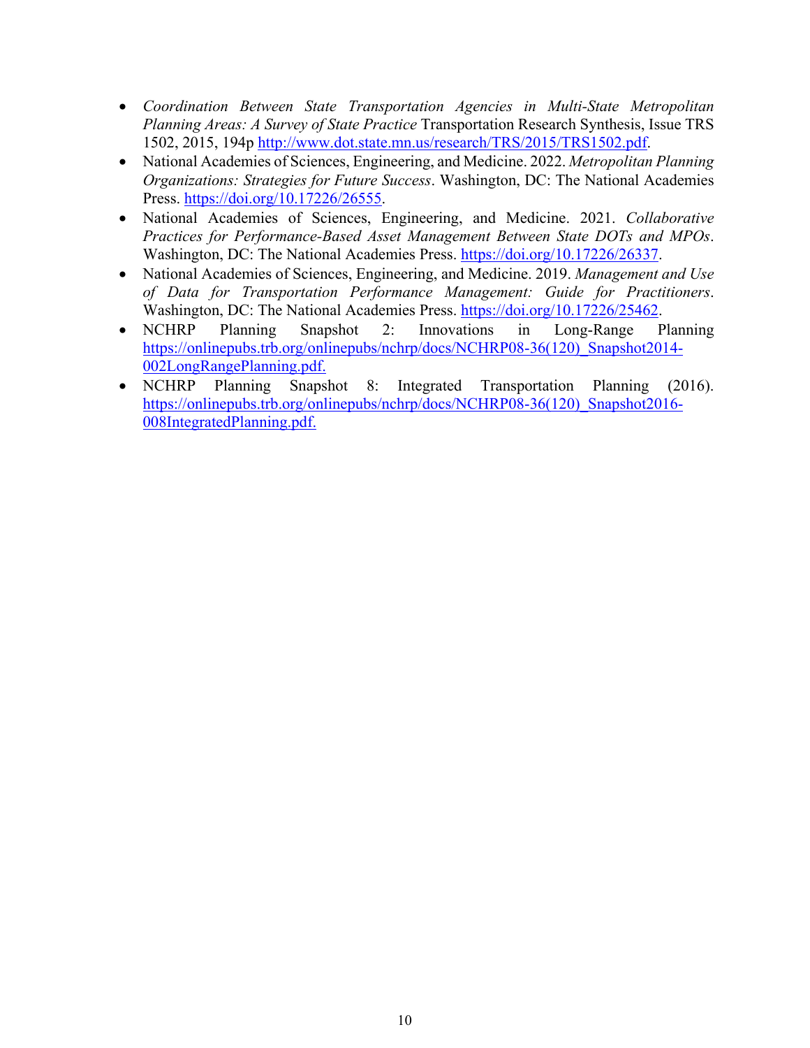- *Coordination Between State Transportation Agencies in Multi-State Metropolitan Planning Areas: A Survey of State Practice* Transportation Research Synthesis, Issue TRS 1502, 2015, 194p http://www.dot.state.mn.us/research/TRS/2015/TRS1502.pdf.
- National Academies of Sciences, Engineering, and Medicine. 2022. *Metropolitan Planning Organizations: Strategies for Future Success*. Washington, DC: The National Academies Press. https://doi.org/10.17226/26555.
- National Academies of Sciences, Engineering, and Medicine. 2021. *Collaborative Practices for Performance-Based Asset Management Between State DOTs and MPOs*. Washington, DC: The National Academies Press. https://doi.org/10.17226/26337.
- National Academies of Sciences, Engineering, and Medicine. 2019. *Management and Use of Data for Transportation Performance Management: Guide for Practitioners*. Washington, DC: The National Academies Press. https://doi.org/10.17226/25462.
- NCHRP Planning Snapshot 2: Innovations in Long-Range Planning https://onlinepubs.trb.org/onlinepubs/nchrp/docs/NCHRP08-36(120)_Snapshot2014-002LongRangePlanning.pdf.
- NCHRP Planning Snapshot 8: Integrated Transportation Planning (2016). https://onlinepubs.trb.org/onlinepubs/nchrp/docs/NCHRP08-36(120)_Snapshot2016-008IntegratedPlanning.pdf.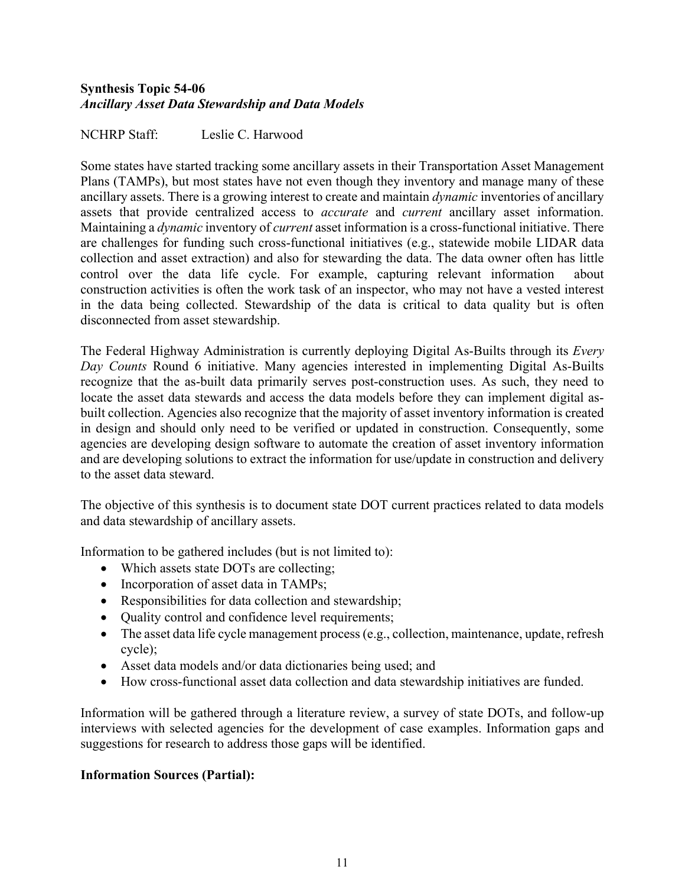**Synthesis Topic 54-06**
***Ancillary Asset Data Stewardship and Data Models***

NCHRP Staff: Leslie C. Harwood

Some states have started tracking some ancillary assets in their Transportation Asset Management Plans (TAMPs), but most states have not even though they inventory and manage many of these ancillary assets. There is a growing interest to create and maintain *dynamic* inventories of ancillary assets that provide centralized access to *accurate* and *current* ancillary asset information. Maintaining a *dynamic* inventory of *current* asset information is a cross-functional initiative. There are challenges for funding such cross-functional initiatives (e.g., statewide mobile LIDAR data collection and asset extraction) and also for stewarding the data. The data owner often has little control over the data life cycle. For example, capturing relevant information about construction activities is often the work task of an inspector, who may not have a vested interest in the data being collected. Stewardship of the data is critical to data quality but is often disconnected from asset stewardship.

The Federal Highway Administration is currently deploying Digital As-Builts through its *Every Day Counts* Round 6 initiative. Many agencies interested in implementing Digital As-Builts recognize that the as-built data primarily serves post-construction uses. As such, they need to locate the asset data stewards and access the data models before they can implement digital as-built collection. Agencies also recognize that the majority of asset inventory information is created in design and should only need to be verified or updated in construction. Consequently, some agencies are developing design software to automate the creation of asset inventory information and are developing solutions to extract the information for use/update in construction and delivery to the asset data steward.

The objective of this synthesis is to document state DOT current practices related to data models and data stewardship of ancillary assets.

Information to be gathered includes (but is not limited to):

- Which assets state DOTs are collecting;
- Incorporation of asset data in TAMPs;
- Responsibilities for data collection and stewardship;
- Quality control and confidence level requirements;
- The asset data life cycle management process (e.g., collection, maintenance, update, refresh cycle);
- Asset data models and/or data dictionaries being used; and
- How cross-functional asset data collection and data stewardship initiatives are funded.

Information will be gathered through a literature review, a survey of state DOTs, and follow-up interviews with selected agencies for the development of case examples. Information gaps and suggestions for research to address those gaps will be identified.

**Information Sources (Partial):**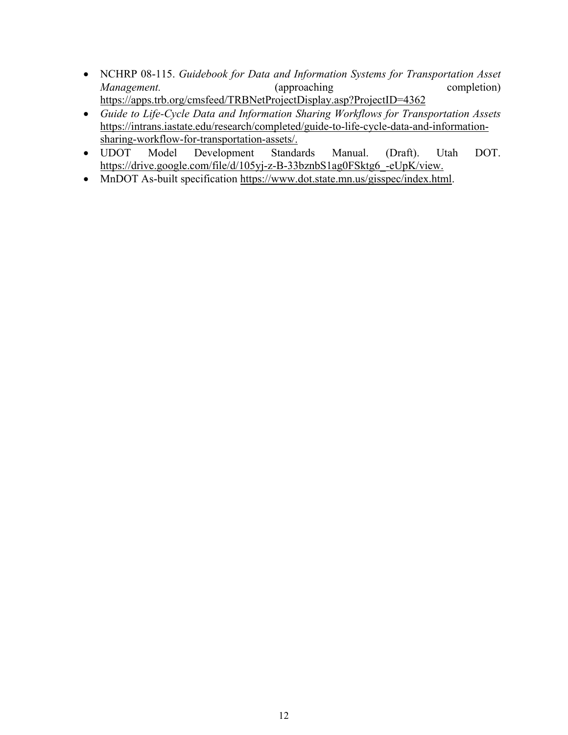- NCHRP 08-115. *Guidebook for Data and Information Systems for Transportation Asset Management.* (approaching completion) https://apps.trb.org/cmsfeed/TRBNetProjectDisplay.asp?ProjectID=4362
- *Guide to Life-Cycle Data and Information Sharing Workflows for Transportation Assets* https://intrans.iastate.edu/research/completed/guide-to-life-cycle-data-and-information-sharing-workflow-for-transportation-assets/.
- UDOT Model Development Standards Manual. (Draft). Utah DOT. https://drive.google.com/file/d/105yj-z-B-33bznbS1ag0FSktg6_-eUpK/view.
- MnDOT As-built specification https://www.dot.state.mn.us/gisspec/index.html.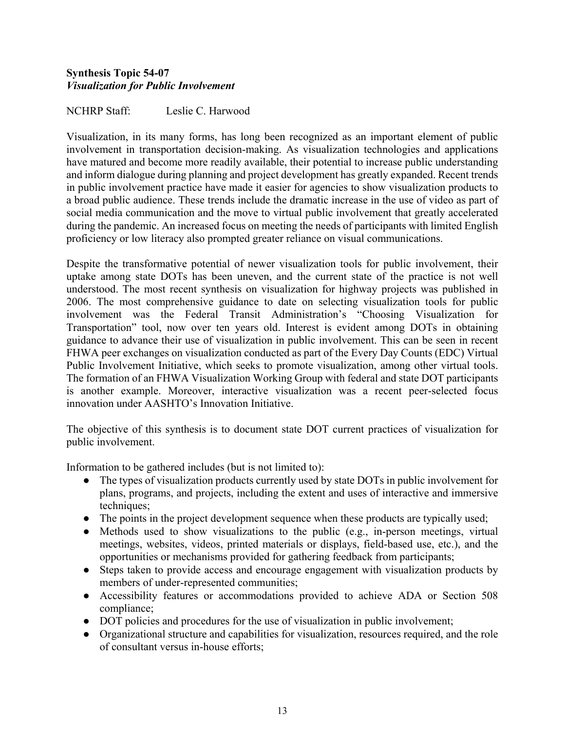**Synthesis Topic 54-07**
***Visualization for Public Involvement***

NCHRP Staff: Leslie C. Harwood

Visualization, in its many forms, has long been recognized as an important element of public involvement in transportation decision-making. As visualization technologies and applications have matured and become more readily available, their potential to increase public understanding and inform dialogue during planning and project development has greatly expanded. Recent trends in public involvement practice have made it easier for agencies to show visualization products to a broad public audience. These trends include the dramatic increase in the use of video as part of social media communication and the move to virtual public involvement that greatly accelerated during the pandemic. An increased focus on meeting the needs of participants with limited English proficiency or low literacy also prompted greater reliance on visual communications.

Despite the transformative potential of newer visualization tools for public involvement, their uptake among state DOTs has been uneven, and the current state of the practice is not well understood. The most recent synthesis on visualization for highway projects was published in 2006. The most comprehensive guidance to date on selecting visualization tools for public involvement was the Federal Transit Administration's "Choosing Visualization for Transportation" tool, now over ten years old. Interest is evident among DOTs in obtaining guidance to advance their use of visualization in public involvement. This can be seen in recent FHWA peer exchanges on visualization conducted as part of the Every Day Counts (EDC) Virtual Public Involvement Initiative, which seeks to promote visualization, among other virtual tools. The formation of an FHWA Visualization Working Group with federal and state DOT participants is another example. Moreover, interactive visualization was a recent peer-selected focus innovation under AASHTO's Innovation Initiative.

The objective of this synthesis is to document state DOT current practices of visualization for public involvement.

Information to be gathered includes (but is not limited to):

- The types of visualization products currently used by state DOTs in public involvement for plans, programs, and projects, including the extent and uses of interactive and immersive techniques;
- The points in the project development sequence when these products are typically used;
- Methods used to show visualizations to the public (e.g., in-person meetings, virtual meetings, websites, videos, printed materials or displays, field-based use, etc.), and the opportunities or mechanisms provided for gathering feedback from participants;
- Steps taken to provide access and encourage engagement with visualization products by members of under-represented communities;
- Accessibility features or accommodations provided to achieve ADA or Section 508 compliance;
- DOT policies and procedures for the use of visualization in public involvement;
- Organizational structure and capabilities for visualization, resources required, and the role of consultant versus in-house efforts;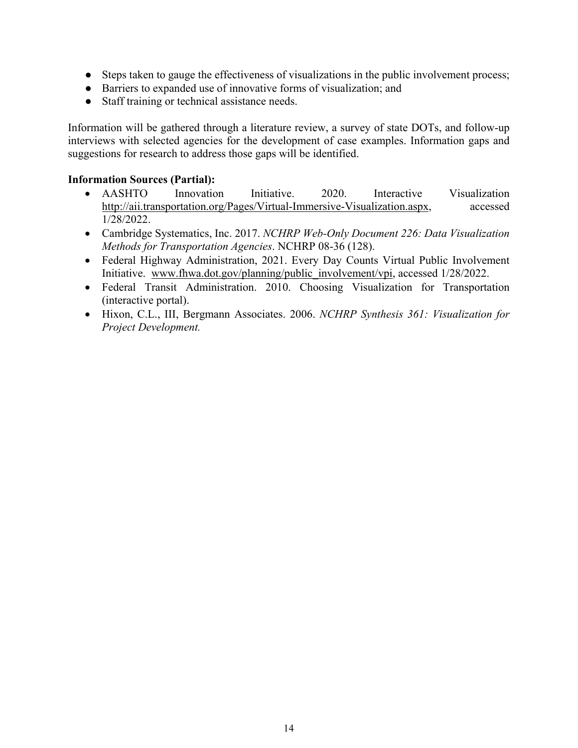- Steps taken to gauge the effectiveness of visualizations in the public involvement process;
- Barriers to expanded use of innovative forms of visualization; and
- Staff training or technical assistance needs.

Information will be gathered through a literature review, a survey of state DOTs, and follow-up interviews with selected agencies for the development of case examples. Information gaps and suggestions for research to address those gaps will be identified.

**Information Sources (Partial):**

- AASHTO Innovation Initiative. 2020. Interactive Visualization http://aii.transportation.org/Pages/Virtual-Immersive-Visualization.aspx, accessed 1/28/2022.
- Cambridge Systematics, Inc. 2017. *NCHRP Web-Only Document 226: Data Visualization Methods for Transportation Agencies*. NCHRP 08-36 (128).
- Federal Highway Administration, 2021. Every Day Counts Virtual Public Involvement Initiative. www.fhwa.dot.gov/planning/public_involvement/vpi, accessed 1/28/2022.
- Federal Transit Administration. 2010. Choosing Visualization for Transportation (interactive portal).
- Hixon, C.L., III, Bergmann Associates. 2006. *NCHRP Synthesis 361: Visualization for Project Development.*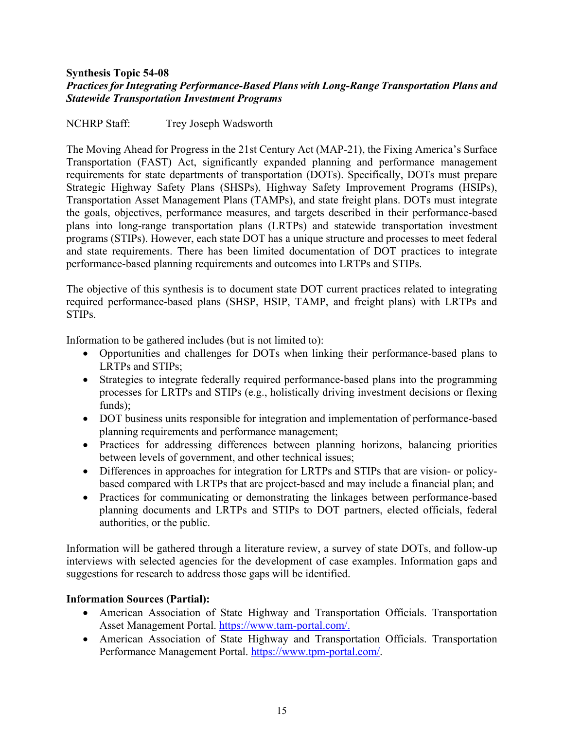**Synthesis Topic 54-08**
***Practices for Integrating Performance-Based Plans with Long-Range Transportation Plans and Statewide Transportation Investment Programs***

NCHRP Staff: Trey Joseph Wadsworth

The Moving Ahead for Progress in the 21st Century Act (MAP-21), the Fixing America's Surface Transportation (FAST) Act, significantly expanded planning and performance management requirements for state departments of transportation (DOTs). Specifically, DOTs must prepare Strategic Highway Safety Plans (SHSPs), Highway Safety Improvement Programs (HSIPs), Transportation Asset Management Plans (TAMPs), and state freight plans. DOTs must integrate the goals, objectives, performance measures, and targets described in their performance-based plans into long-range transportation plans (LRTPs) and statewide transportation investment programs (STIPs). However, each state DOT has a unique structure and processes to meet federal and state requirements. There has been limited documentation of DOT practices to integrate performance-based planning requirements and outcomes into LRTPs and STIPs.

The objective of this synthesis is to document state DOT current practices related to integrating required performance-based plans (SHSP, HSIP, TAMP, and freight plans) with LRTPs and STIPs.

Information to be gathered includes (but is not limited to):

- Opportunities and challenges for DOTs when linking their performance-based plans to LRTPs and STIPs;
- Strategies to integrate federally required performance-based plans into the programming processes for LRTPs and STIPs (e.g., holistically driving investment decisions or flexing funds);
- DOT business units responsible for integration and implementation of performance-based planning requirements and performance management;
- Practices for addressing differences between planning horizons, balancing priorities between levels of government, and other technical issues;
- Differences in approaches for integration for LRTPs and STIPs that are vision- or policy-based compared with LRTPs that are project-based and may include a financial plan; and
- Practices for communicating or demonstrating the linkages between performance-based planning documents and LRTPs and STIPs to DOT partners, elected officials, federal authorities, or the public.

Information will be gathered through a literature review, a survey of state DOTs, and follow-up interviews with selected agencies for the development of case examples. Information gaps and suggestions for research to address those gaps will be identified.

**Information Sources (Partial):**

- American Association of State Highway and Transportation Officials. Transportation Asset Management Portal. https://www.tam-portal.com/.
- American Association of State Highway and Transportation Officials. Transportation Performance Management Portal. https://www.tpm-portal.com/.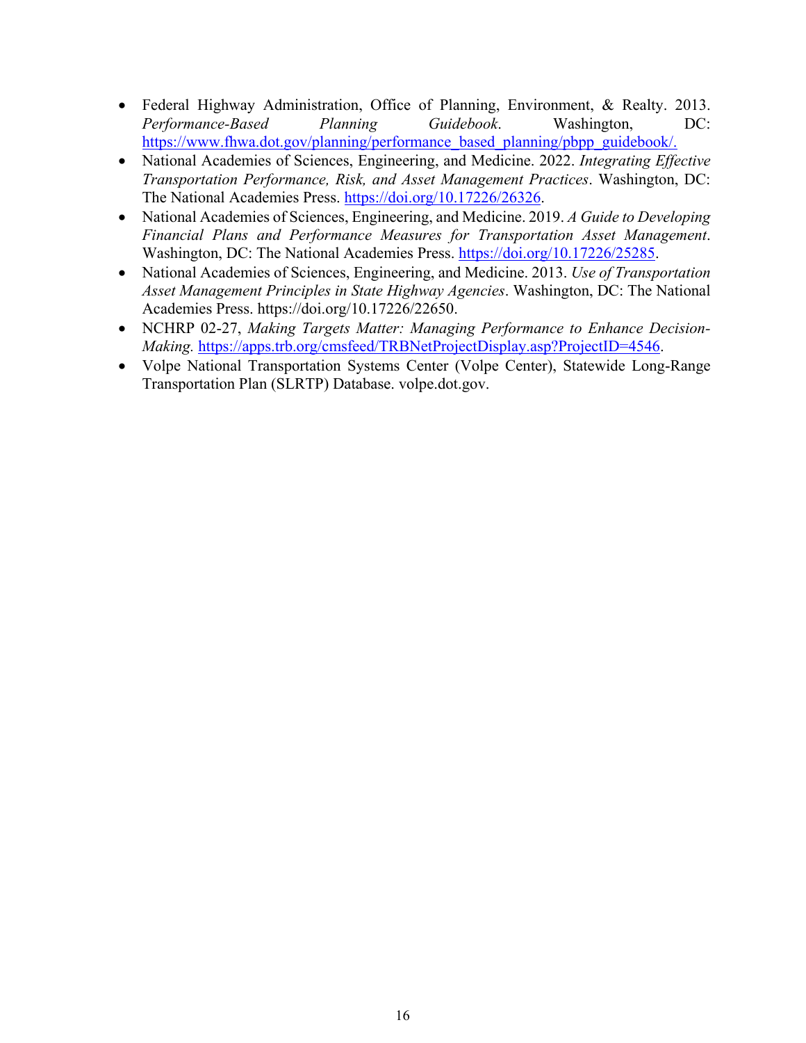- Federal Highway Administration, Office of Planning, Environment, & Realty. 2013. *Performance-Based Planning Guidebook*. Washington, DC: https://www.fhwa.dot.gov/planning/performance_based_planning/pbpp_guidebook/.
- National Academies of Sciences, Engineering, and Medicine. 2022. *Integrating Effective Transportation Performance, Risk, and Asset Management Practices*. Washington, DC: The National Academies Press. https://doi.org/10.17226/26326.
- National Academies of Sciences, Engineering, and Medicine. 2019. *A Guide to Developing Financial Plans and Performance Measures for Transportation Asset Management*. Washington, DC: The National Academies Press. https://doi.org/10.17226/25285.
- National Academies of Sciences, Engineering, and Medicine. 2013. *Use of Transportation Asset Management Principles in State Highway Agencies*. Washington, DC: The National Academies Press. https://doi.org/10.17226/22650.
- NCHRP 02-27, *Making Targets Matter: Managing Performance to Enhance Decision-Making.* https://apps.trb.org/cmsfeed/TRBNetProjectDisplay.asp?ProjectID=4546.
- Volpe National Transportation Systems Center (Volpe Center), Statewide Long-Range Transportation Plan (SLRTP) Database. volpe.dot.gov.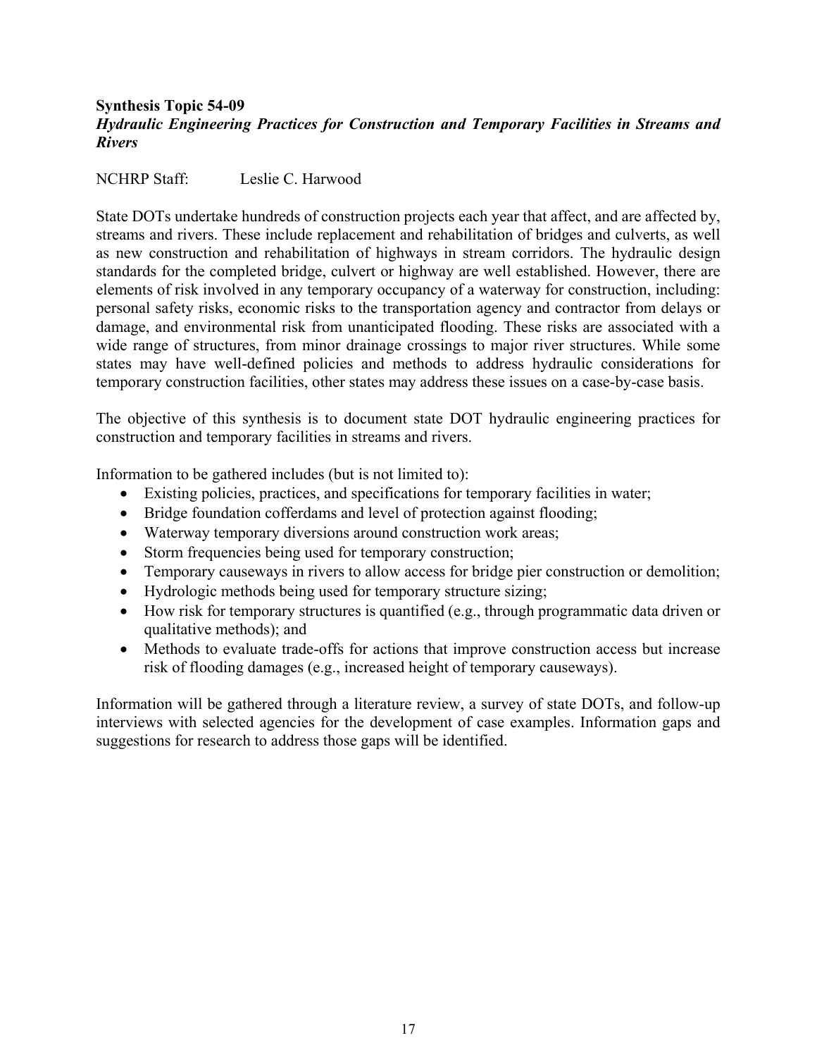**Synthesis Topic 54-09**
***Hydraulic Engineering Practices for Construction and Temporary Facilities in Streams and Rivers***

NCHRP Staff: Leslie C. Harwood

State DOTs undertake hundreds of construction projects each year that affect, and are affected by, streams and rivers. These include replacement and rehabilitation of bridges and culverts, as well as new construction and rehabilitation of highways in stream corridors. The hydraulic design standards for the completed bridge, culvert or highway are well established. However, there are elements of risk involved in any temporary occupancy of a waterway for construction, including: personal safety risks, economic risks to the transportation agency and contractor from delays or damage, and environmental risk from unanticipated flooding. These risks are associated with a wide range of structures, from minor drainage crossings to major river structures. While some states may have well-defined policies and methods to address hydraulic considerations for temporary construction facilities, other states may address these issues on a case-by-case basis.

The objective of this synthesis is to document state DOT hydraulic engineering practices for construction and temporary facilities in streams and rivers.

Information to be gathered includes (but is not limited to):

- Existing policies, practices, and specifications for temporary facilities in water;
- Bridge foundation cofferdams and level of protection against flooding;
- Waterway temporary diversions around construction work areas;
- Storm frequencies being used for temporary construction;
- Temporary causeways in rivers to allow access for bridge pier construction or demolition;
- Hydrologic methods being used for temporary structure sizing;
- How risk for temporary structures is quantified (e.g., through programmatic data driven or qualitative methods); and
- Methods to evaluate trade-offs for actions that improve construction access but increase risk of flooding damages (e.g., increased height of temporary causeways).

Information will be gathered through a literature review, a survey of state DOTs, and follow-up interviews with selected agencies for the development of case examples. Information gaps and suggestions for research to address those gaps will be identified.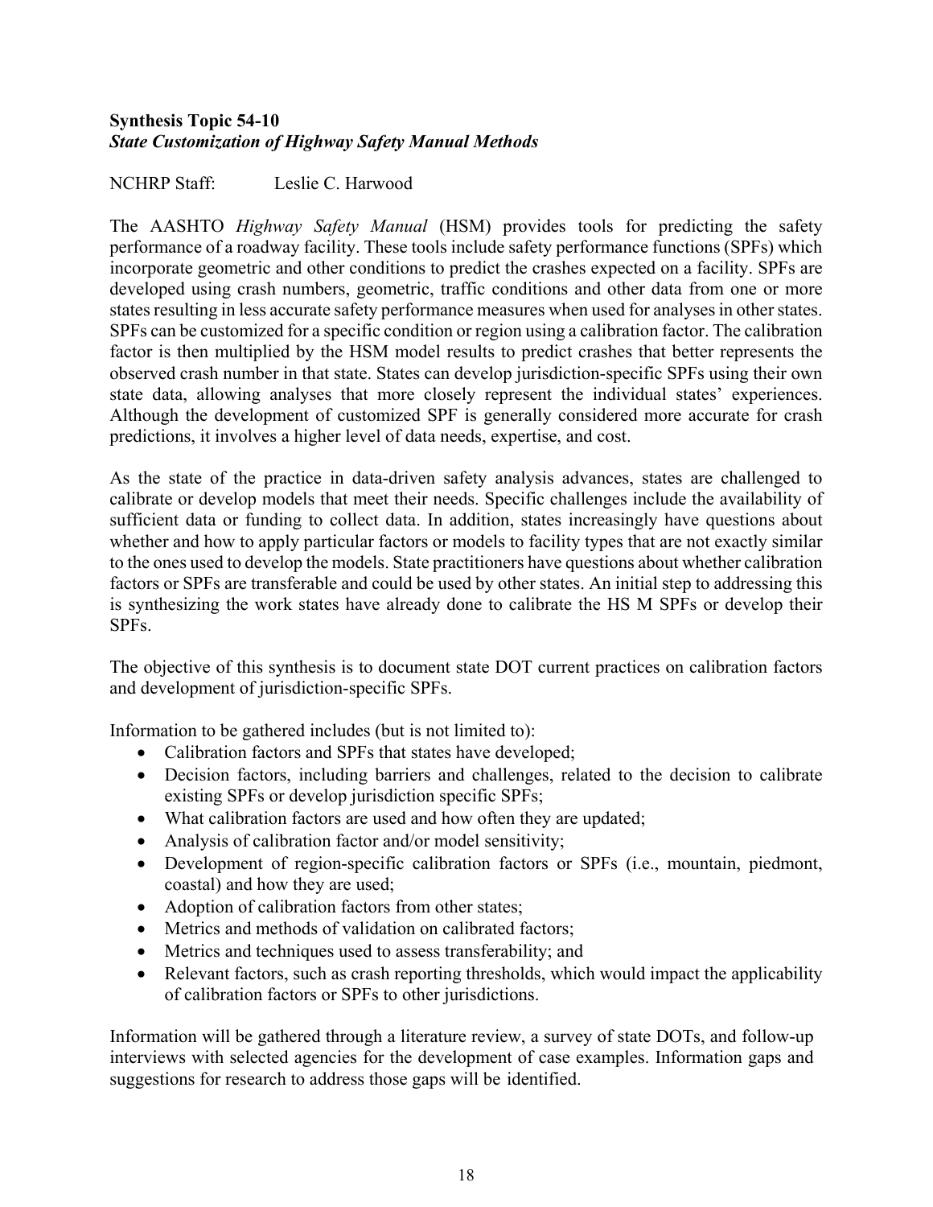**Synthesis Topic 54-10**
***State Customization of Highway Safety Manual Methods***

NCHRP Staff: Leslie C. Harwood

The AASHTO *Highway Safety Manual* (HSM) provides tools for predicting the safety performance of a roadway facility. These tools include safety performance functions (SPFs) which incorporate geometric and other conditions to predict the crashes expected on a facility. SPFs are developed using crash numbers, geometric, traffic conditions and other data from one or more states resulting in less accurate safety performance measures when used for analyses in other states. SPFs can be customized for a specific condition or region using a calibration factor. The calibration factor is then multiplied by the HSM model results to predict crashes that better represents the observed crash number in that state. States can develop jurisdiction-specific SPFs using their own state data, allowing analyses that more closely represent the individual states' experiences. Although the development of customized SPF is generally considered more accurate for crash predictions, it involves a higher level of data needs, expertise, and cost.

As the state of the practice in data-driven safety analysis advances, states are challenged to calibrate or develop models that meet their needs. Specific challenges include the availability of sufficient data or funding to collect data. In addition, states increasingly have questions about whether and how to apply particular factors or models to facility types that are not exactly similar to the ones used to develop the models. State practitioners have questions about whether calibration factors or SPFs are transferable and could be used by other states. An initial step to addressing this is synthesizing the work states have already done to calibrate the HS M SPFs or develop their SPFs.

The objective of this synthesis is to document state DOT current practices on calibration factors and development of jurisdiction-specific SPFs.

Information to be gathered includes (but is not limited to):

- Calibration factors and SPFs that states have developed;
- Decision factors, including barriers and challenges, related to the decision to calibrate existing SPFs or develop jurisdiction specific SPFs;
- What calibration factors are used and how often they are updated;
- Analysis of calibration factor and/or model sensitivity;
- Development of region-specific calibration factors or SPFs (i.e., mountain, piedmont, coastal) and how they are used;
- Adoption of calibration factors from other states;
- Metrics and methods of validation on calibrated factors;
- Metrics and techniques used to assess transferability; and
- Relevant factors, such as crash reporting thresholds, which would impact the applicability of calibration factors or SPFs to other jurisdictions.

Information will be gathered through a literature review, a survey of state DOTs, and follow-up interviews with selected agencies for the development of case examples. Information gaps and suggestions for research to address those gaps will be identified.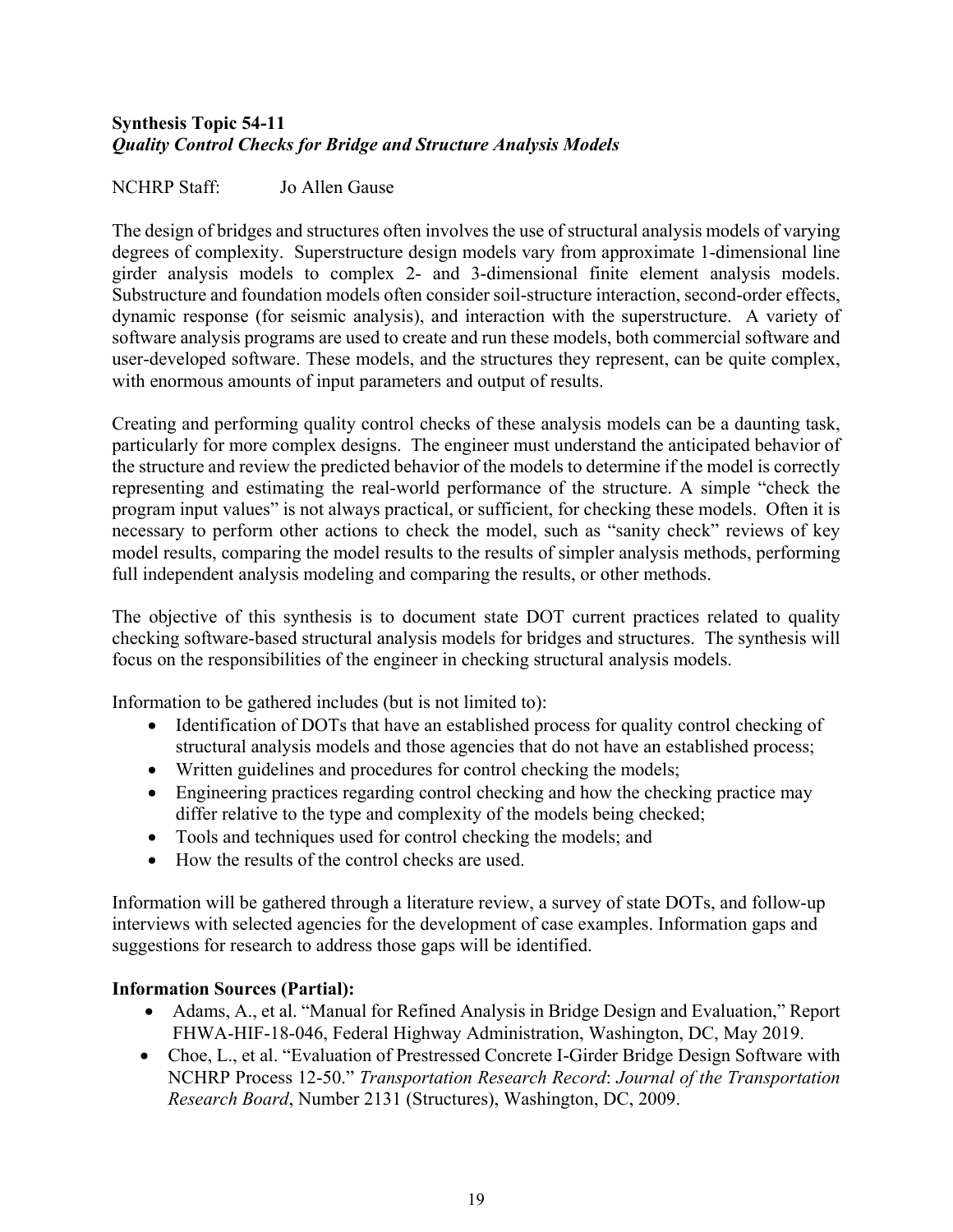**Synthesis Topic 54-11**
***Quality Control Checks for Bridge and Structure Analysis Models***

NCHRP Staff: Jo Allen Gause

The design of bridges and structures often involves the use of structural analysis models of varying degrees of complexity. Superstructure design models vary from approximate 1-dimensional line girder analysis models to complex 2- and 3-dimensional finite element analysis models. Substructure and foundation models often consider soil-structure interaction, second-order effects, dynamic response (for seismic analysis), and interaction with the superstructure. A variety of software analysis programs are used to create and run these models, both commercial software and user-developed software. These models, and the structures they represent, can be quite complex, with enormous amounts of input parameters and output of results.

Creating and performing quality control checks of these analysis models can be a daunting task, particularly for more complex designs. The engineer must understand the anticipated behavior of the structure and review the predicted behavior of the models to determine if the model is correctly representing and estimating the real-world performance of the structure. A simple "check the program input values" is not always practical, or sufficient, for checking these models. Often it is necessary to perform other actions to check the model, such as "sanity check" reviews of key model results, comparing the model results to the results of simpler analysis methods, performing full independent analysis modeling and comparing the results, or other methods.

The objective of this synthesis is to document state DOT current practices related to quality checking software-based structural analysis models for bridges and structures. The synthesis will focus on the responsibilities of the engineer in checking structural analysis models.

Information to be gathered includes (but is not limited to):

- Identification of DOTs that have an established process for quality control checking of structural analysis models and those agencies that do not have an established process;
- Written guidelines and procedures for control checking the models;
- Engineering practices regarding control checking and how the checking practice may differ relative to the type and complexity of the models being checked;
- Tools and techniques used for control checking the models; and
- How the results of the control checks are used.

Information will be gathered through a literature review, a survey of state DOTs, and follow-up interviews with selected agencies for the development of case examples. Information gaps and suggestions for research to address those gaps will be identified.

**Information Sources (Partial):**

- Adams, A., et al. "Manual for Refined Analysis in Bridge Design and Evaluation," Report FHWA-HIF-18-046, Federal Highway Administration, Washington, DC, May 2019.
- Choe, L., et al. "Evaluation of Prestressed Concrete I-Girder Bridge Design Software with NCHRP Process 12-50." *Transportation Research Record*: *Journal of the Transportation Research Board*, Number 2131 (Structures), Washington, DC, 2009.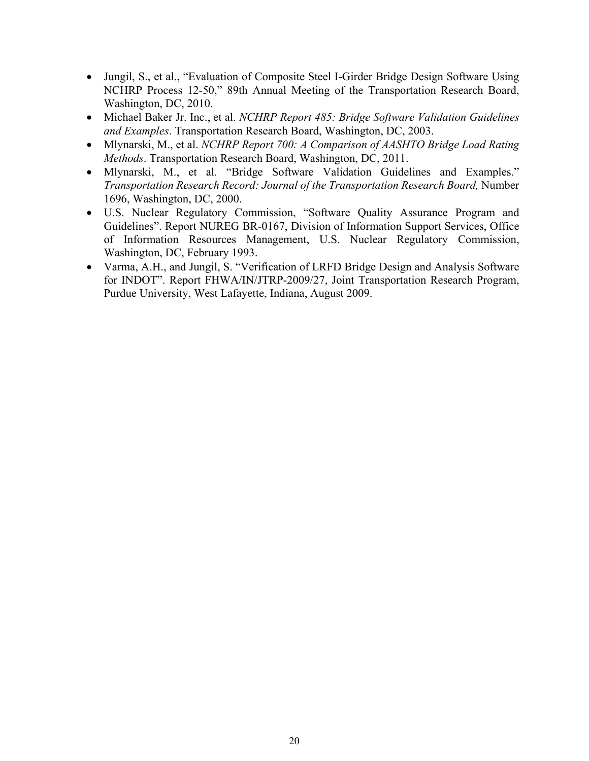- Jungil, S., et al., "Evaluation of Composite Steel I-Girder Bridge Design Software Using NCHRP Process 12-50," 89th Annual Meeting of the Transportation Research Board, Washington, DC, 2010.
- Michael Baker Jr. Inc., et al. *NCHRP Report 485: Bridge Software Validation Guidelines and Examples*. Transportation Research Board, Washington, DC, 2003.
- Mlynarski, M., et al. *NCHRP Report 700: A Comparison of AASHTO Bridge Load Rating Methods*. Transportation Research Board, Washington, DC, 2011.
- Mlynarski, M., et al. "Bridge Software Validation Guidelines and Examples." *Transportation Research Record: Journal of the Transportation Research Board,* Number 1696, Washington, DC, 2000.
- U.S. Nuclear Regulatory Commission, "Software Quality Assurance Program and Guidelines". Report NUREG BR-0167, Division of Information Support Services, Office of Information Resources Management, U.S. Nuclear Regulatory Commission, Washington, DC, February 1993.
- Varma, A.H., and Jungil, S. "Verification of LRFD Bridge Design and Analysis Software for INDOT". Report FHWA/IN/JTRP-2009/27, Joint Transportation Research Program, Purdue University, West Lafayette, Indiana, August 2009.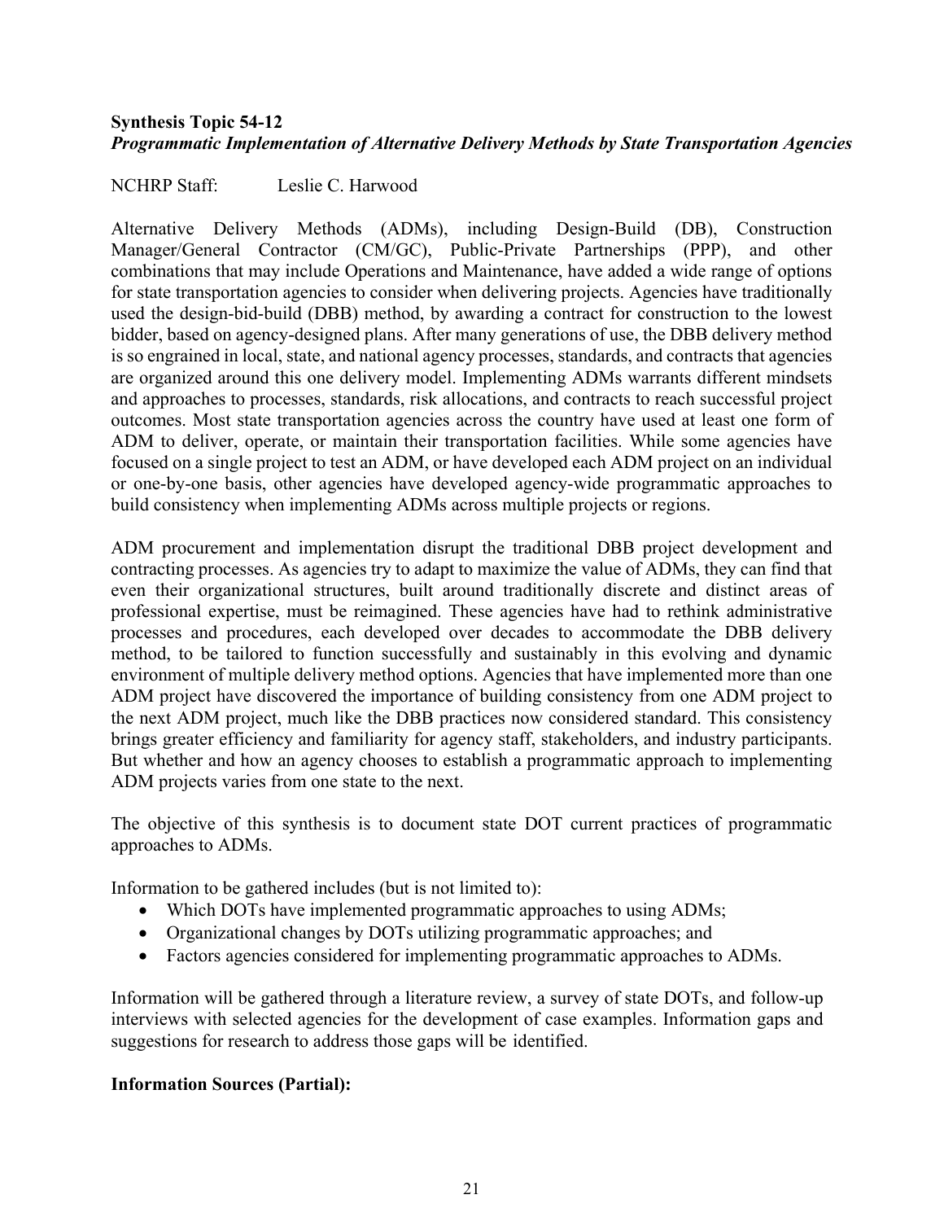**Synthesis Topic 54-12**
***Programmatic Implementation of Alternative Delivery Methods by State Transportation Agencies***

NCHRP Staff: Leslie C. Harwood

Alternative Delivery Methods (ADMs), including Design-Build (DB), Construction Manager/General Contractor (CM/GC), Public-Private Partnerships (PPP), and other combinations that may include Operations and Maintenance, have added a wide range of options for state transportation agencies to consider when delivering projects. Agencies have traditionally used the design-bid-build (DBB) method, by awarding a contract for construction to the lowest bidder, based on agency-designed plans. After many generations of use, the DBB delivery method is so engrained in local, state, and national agency processes, standards, and contracts that agencies are organized around this one delivery model. Implementing ADMs warrants different mindsets and approaches to processes, standards, risk allocations, and contracts to reach successful project outcomes. Most state transportation agencies across the country have used at least one form of ADM to deliver, operate, or maintain their transportation facilities. While some agencies have focused on a single project to test an ADM, or have developed each ADM project on an individual or one-by-one basis, other agencies have developed agency-wide programmatic approaches to build consistency when implementing ADMs across multiple projects or regions.

ADM procurement and implementation disrupt the traditional DBB project development and contracting processes. As agencies try to adapt to maximize the value of ADMs, they can find that even their organizational structures, built around traditionally discrete and distinct areas of professional expertise, must be reimagined. These agencies have had to rethink administrative processes and procedures, each developed over decades to accommodate the DBB delivery method, to be tailored to function successfully and sustainably in this evolving and dynamic environment of multiple delivery method options. Agencies that have implemented more than one ADM project have discovered the importance of building consistency from one ADM project to the next ADM project, much like the DBB practices now considered standard. This consistency brings greater efficiency and familiarity for agency staff, stakeholders, and industry participants. But whether and how an agency chooses to establish a programmatic approach to implementing ADM projects varies from one state to the next.

The objective of this synthesis is to document state DOT current practices of programmatic approaches to ADMs.

Information to be gathered includes (but is not limited to):

- Which DOTs have implemented programmatic approaches to using ADMs;
- Organizational changes by DOTs utilizing programmatic approaches; and
- Factors agencies considered for implementing programmatic approaches to ADMs.

Information will be gathered through a literature review, a survey of state DOTs, and follow-up interviews with selected agencies for the development of case examples. Information gaps and suggestions for research to address those gaps will be identified.

**Information Sources (Partial):**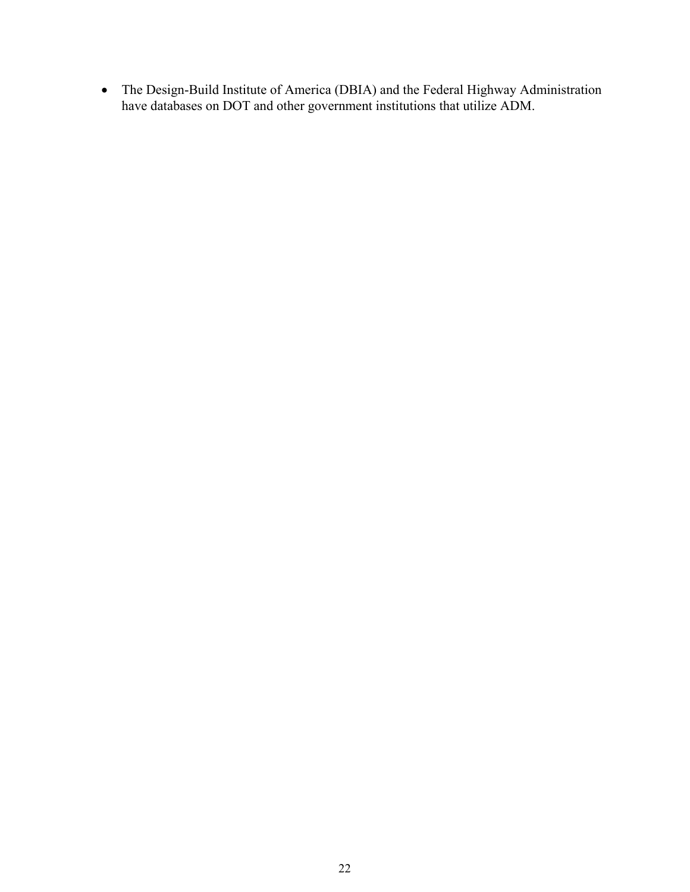- The Design-Build Institute of America (DBIA) and the Federal Highway Administration have databases on DOT and other government institutions that utilize ADM.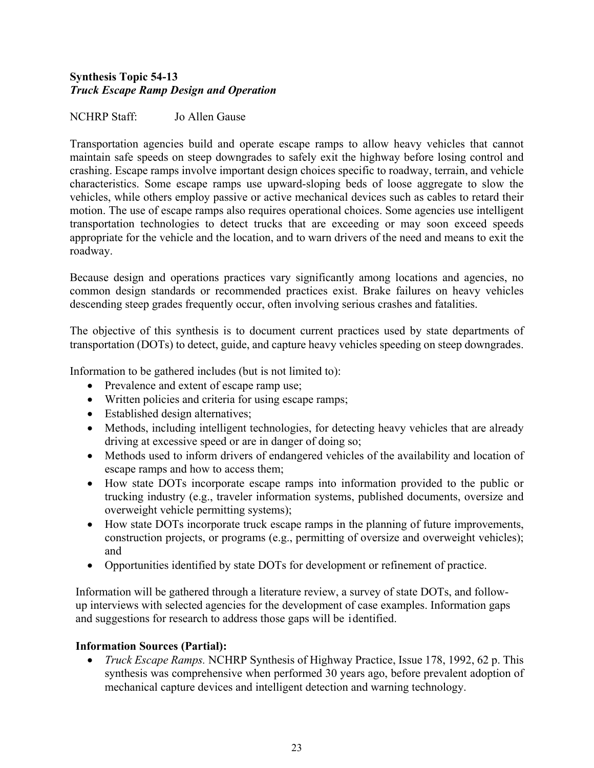**Synthesis Topic 54-13**
***Truck Escape Ramp Design and Operation***

NCHRP Staff: Jo Allen Gause

Transportation agencies build and operate escape ramps to allow heavy vehicles that cannot maintain safe speeds on steep downgrades to safely exit the highway before losing control and crashing. Escape ramps involve important design choices specific to roadway, terrain, and vehicle characteristics. Some escape ramps use upward-sloping beds of loose aggregate to slow the vehicles, while others employ passive or active mechanical devices such as cables to retard their motion. The use of escape ramps also requires operational choices. Some agencies use intelligent transportation technologies to detect trucks that are exceeding or may soon exceed speeds appropriate for the vehicle and the location, and to warn drivers of the need and means to exit the roadway.

Because design and operations practices vary significantly among locations and agencies, no common design standards or recommended practices exist. Brake failures on heavy vehicles descending steep grades frequently occur, often involving serious crashes and fatalities.

The objective of this synthesis is to document current practices used by state departments of transportation (DOTs) to detect, guide, and capture heavy vehicles speeding on steep downgrades.

Information to be gathered includes (but is not limited to):

- Prevalence and extent of escape ramp use;
- Written policies and criteria for using escape ramps;
- Established design alternatives;
- Methods, including intelligent technologies, for detecting heavy vehicles that are already driving at excessive speed or are in danger of doing so;
- Methods used to inform drivers of endangered vehicles of the availability and location of escape ramps and how to access them;
- How state DOTs incorporate escape ramps into information provided to the public or trucking industry (e.g., traveler information systems, published documents, oversize and overweight vehicle permitting systems);
- How state DOTs incorporate truck escape ramps in the planning of future improvements, construction projects, or programs (e.g., permitting of oversize and overweight vehicles); and
- Opportunities identified by state DOTs for development or refinement of practice.

Information will be gathered through a literature review, a survey of state DOTs, and follow-up interviews with selected agencies for the development of case examples. Information gaps and suggestions for research to address those gaps will be identified.

**Information Sources (Partial):**

- *Truck Escape Ramps.* NCHRP Synthesis of Highway Practice, Issue 178, 1992, 62 p. This synthesis was comprehensive when performed 30 years ago, before prevalent adoption of mechanical capture devices and intelligent detection and warning technology.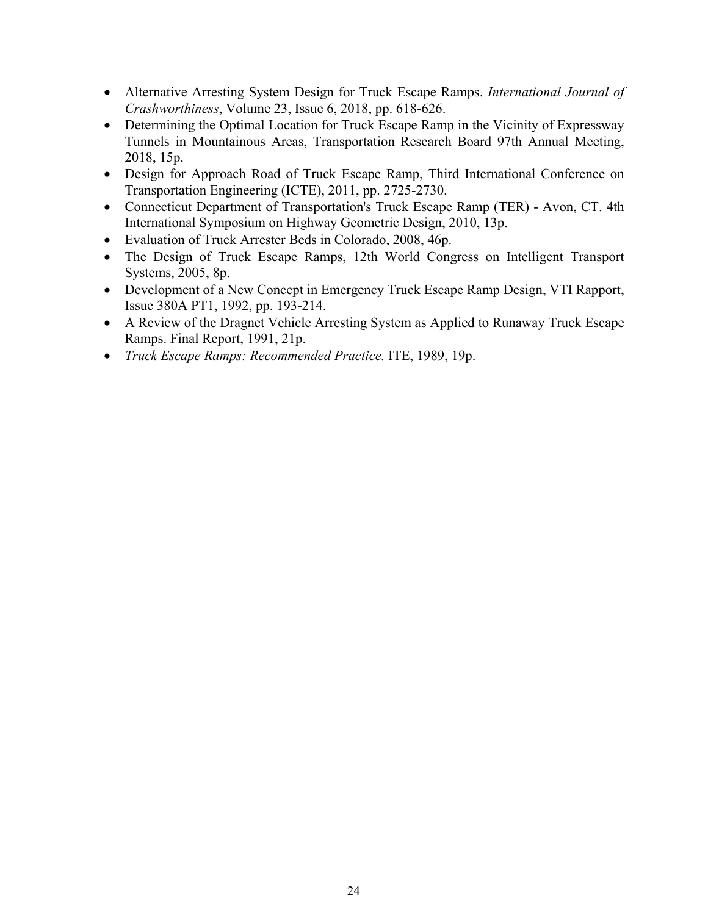- Alternative Arresting System Design for Truck Escape Ramps. *International Journal of Crashworthiness*, Volume 23, Issue 6, 2018, pp. 618-626.
- Determining the Optimal Location for Truck Escape Ramp in the Vicinity of Expressway Tunnels in Mountainous Areas, Transportation Research Board 97th Annual Meeting, 2018, 15p.
- Design for Approach Road of Truck Escape Ramp, Third International Conference on Transportation Engineering (ICTE), 2011, pp. 2725-2730.
- Connecticut Department of Transportation's Truck Escape Ramp (TER) - Avon, CT. 4th International Symposium on Highway Geometric Design, 2010, 13p.
- Evaluation of Truck Arrester Beds in Colorado, 2008, 46p.
- The Design of Truck Escape Ramps, 12th World Congress on Intelligent Transport Systems, 2005, 8p.
- Development of a New Concept in Emergency Truck Escape Ramp Design, VTI Rapport, Issue 380A PT1, 1992, pp. 193-214.
- A Review of the Dragnet Vehicle Arresting System as Applied to Runaway Truck Escape Ramps. Final Report, 1991, 21p.
- *Truck Escape Ramps: Recommended Practice.* ITE, 1989, 19p.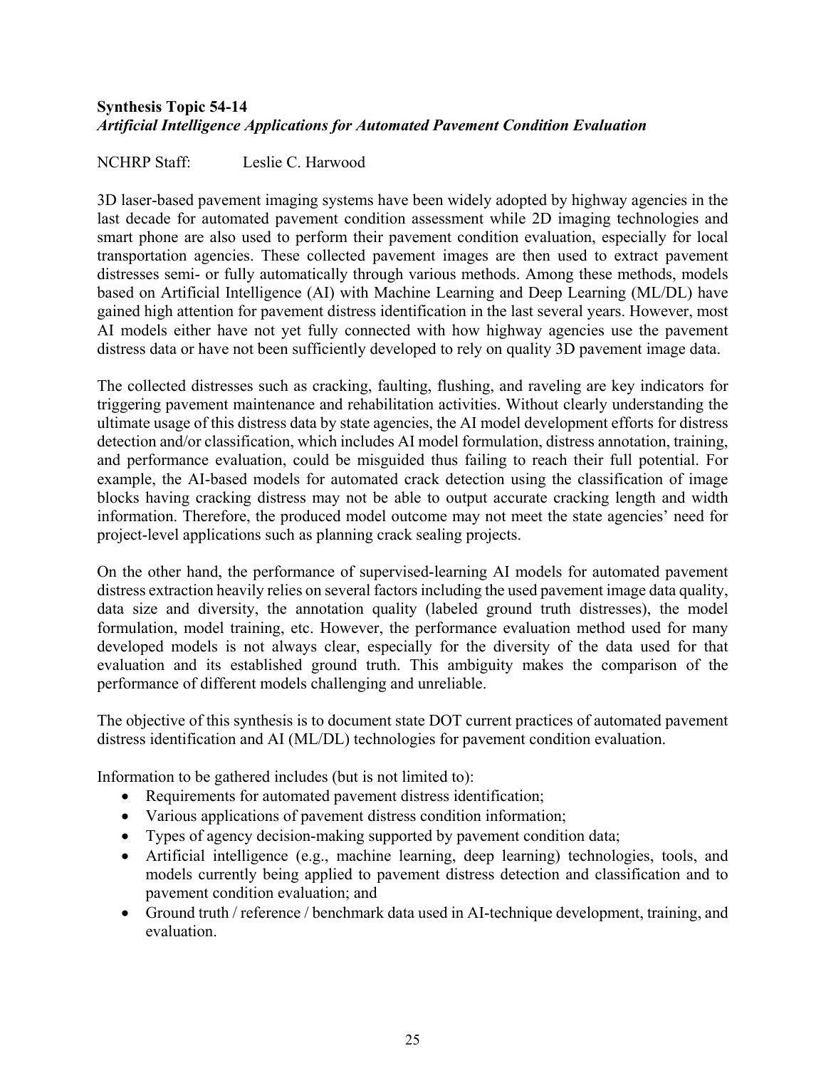**Synthesis Topic 54-14**
***Artificial Intelligence Applications for Automated Pavement Condition Evaluation***

NCHRP Staff: Leslie C. Harwood

3D laser-based pavement imaging systems have been widely adopted by highway agencies in the last decade for automated pavement condition assessment while 2D imaging technologies and smart phone are also used to perform their pavement condition evaluation, especially for local transportation agencies. These collected pavement images are then used to extract pavement distresses semi- or fully automatically through various methods. Among these methods, models based on Artificial Intelligence (AI) with Machine Learning and Deep Learning (ML/DL) have gained high attention for pavement distress identification in the last several years. However, most AI models either have not yet fully connected with how highway agencies use the pavement distress data or have not been sufficiently developed to rely on quality 3D pavement image data.

The collected distresses such as cracking, faulting, flushing, and raveling are key indicators for triggering pavement maintenance and rehabilitation activities. Without clearly understanding the ultimate usage of this distress data by state agencies, the AI model development efforts for distress detection and/or classification, which includes AI model formulation, distress annotation, training, and performance evaluation, could be misguided thus failing to reach their full potential. For example, the AI-based models for automated crack detection using the classification of image blocks having cracking distress may not be able to output accurate cracking length and width information. Therefore, the produced model outcome may not meet the state agencies' need for project-level applications such as planning crack sealing projects.

On the other hand, the performance of supervised-learning AI models for automated pavement distress extraction heavily relies on several factors including the used pavement image data quality, data size and diversity, the annotation quality (labeled ground truth distresses), the model formulation, model training, etc. However, the performance evaluation method used for many developed models is not always clear, especially for the diversity of the data used for that evaluation and its established ground truth. This ambiguity makes the comparison of the performance of different models challenging and unreliable.

The objective of this synthesis is to document state DOT current practices of automated pavement distress identification and AI (ML/DL) technologies for pavement condition evaluation.

Information to be gathered includes (but is not limited to):

- Requirements for automated pavement distress identification;
- Various applications of pavement distress condition information;
- Types of agency decision-making supported by pavement condition data;
- Artificial intelligence (e.g., machine learning, deep learning) technologies, tools, and models currently being applied to pavement distress detection and classification and to pavement condition evaluation; and
- Ground truth / reference / benchmark data used in AI-technique development, training, and evaluation.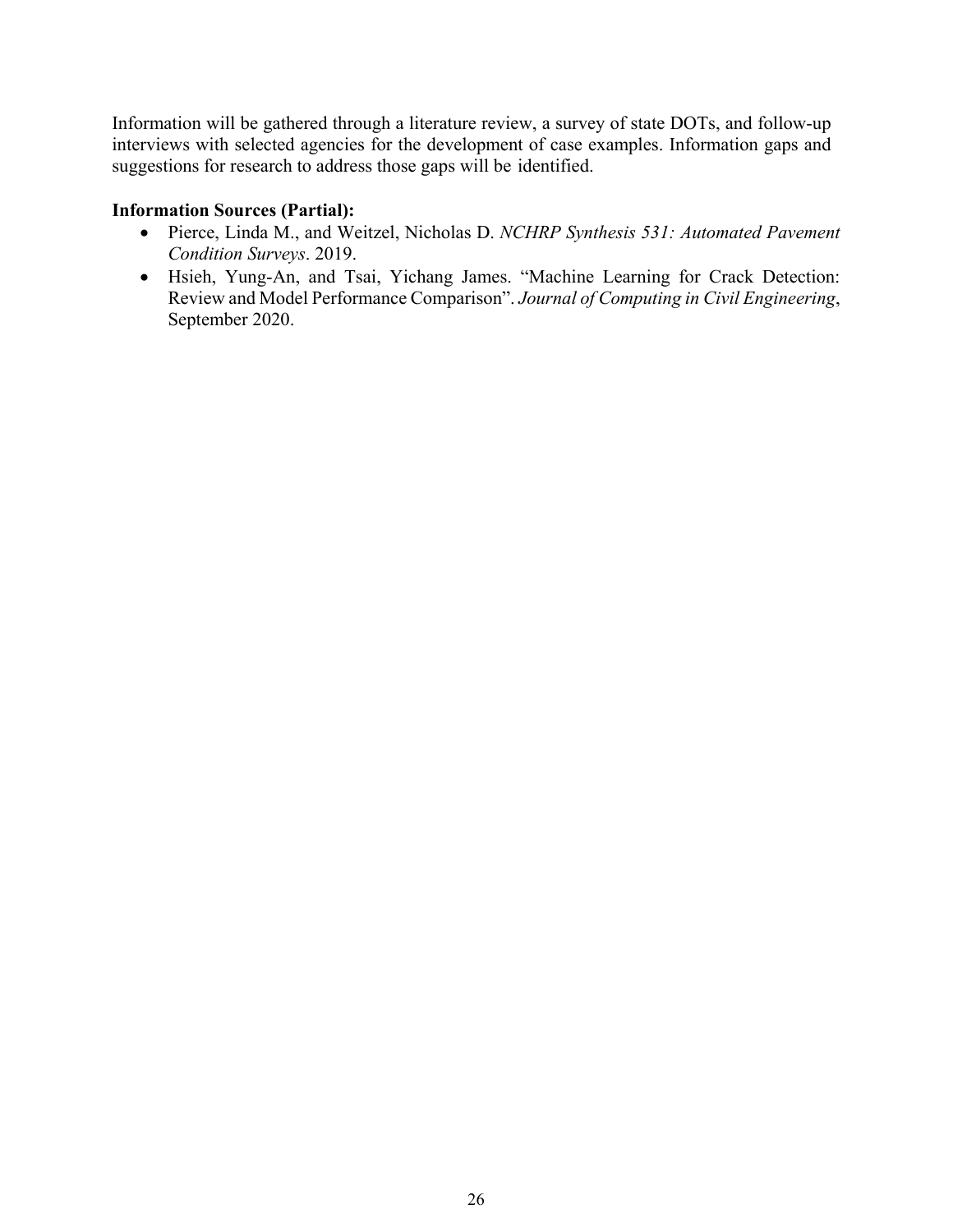Information will be gathered through a literature review, a survey of state DOTs, and follow-up interviews with selected agencies for the development of case examples. Information gaps and suggestions for research to address those gaps will be identified.

**Information Sources (Partial):**

- Pierce, Linda M., and Weitzel, Nicholas D. *NCHRP Synthesis 531: Automated Pavement Condition Surveys*. 2019.
- Hsieh, Yung-An, and Tsai, Yichang James. "Machine Learning for Crack Detection: Review and Model Performance Comparison". *Journal of Computing in Civil Engineering*, September 2020.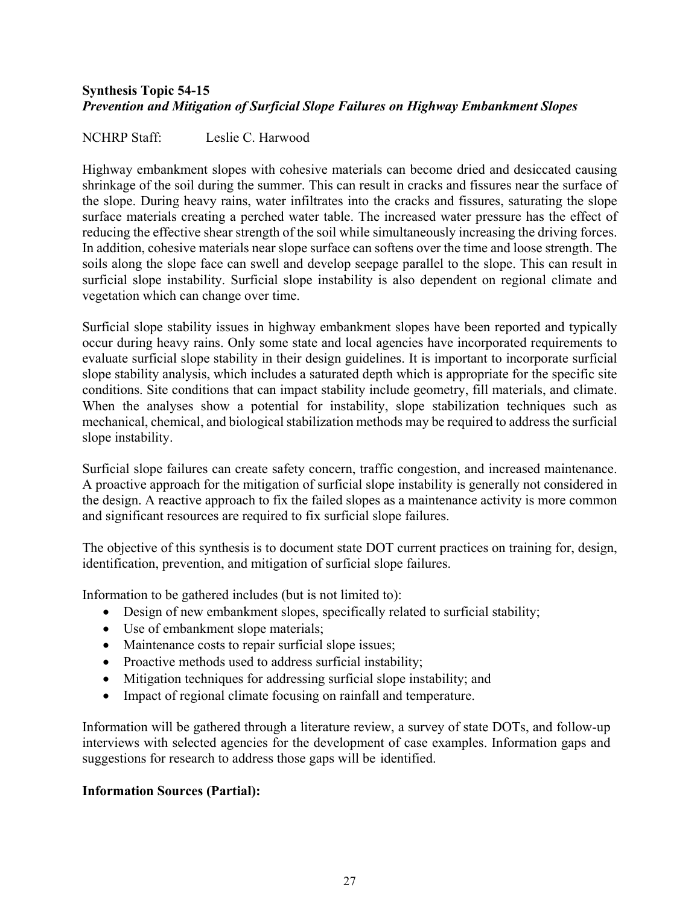**Synthesis Topic 54-15**
***Prevention and Mitigation of Surficial Slope Failures on Highway Embankment Slopes***

NCHRP Staff: Leslie C. Harwood

Highway embankment slopes with cohesive materials can become dried and desiccated causing shrinkage of the soil during the summer. This can result in cracks and fissures near the surface of the slope. During heavy rains, water infiltrates into the cracks and fissures, saturating the slope surface materials creating a perched water table. The increased water pressure has the effect of reducing the effective shear strength of the soil while simultaneously increasing the driving forces. In addition, cohesive materials near slope surface can softens over the time and loose strength. The soils along the slope face can swell and develop seepage parallel to the slope. This can result in surficial slope instability. Surficial slope instability is also dependent on regional climate and vegetation which can change over time.

Surficial slope stability issues in highway embankment slopes have been reported and typically occur during heavy rains. Only some state and local agencies have incorporated requirements to evaluate surficial slope stability in their design guidelines. It is important to incorporate surficial slope stability analysis, which includes a saturated depth which is appropriate for the specific site conditions. Site conditions that can impact stability include geometry, fill materials, and climate. When the analyses show a potential for instability, slope stabilization techniques such as mechanical, chemical, and biological stabilization methods may be required to address the surficial slope instability.

Surficial slope failures can create safety concern, traffic congestion, and increased maintenance. A proactive approach for the mitigation of surficial slope instability is generally not considered in the design. A reactive approach to fix the failed slopes as a maintenance activity is more common and significant resources are required to fix surficial slope failures.

The objective of this synthesis is to document state DOT current practices on training for, design, identification, prevention, and mitigation of surficial slope failures.

Information to be gathered includes (but is not limited to):

- Design of new embankment slopes, specifically related to surficial stability;
- Use of embankment slope materials;
- Maintenance costs to repair surficial slope issues;
- Proactive methods used to address surficial instability;
- Mitigation techniques for addressing surficial slope instability; and
- Impact of regional climate focusing on rainfall and temperature.

Information will be gathered through a literature review, a survey of state DOTs, and follow-up interviews with selected agencies for the development of case examples. Information gaps and suggestions for research to address those gaps will be identified.

**Information Sources (Partial):**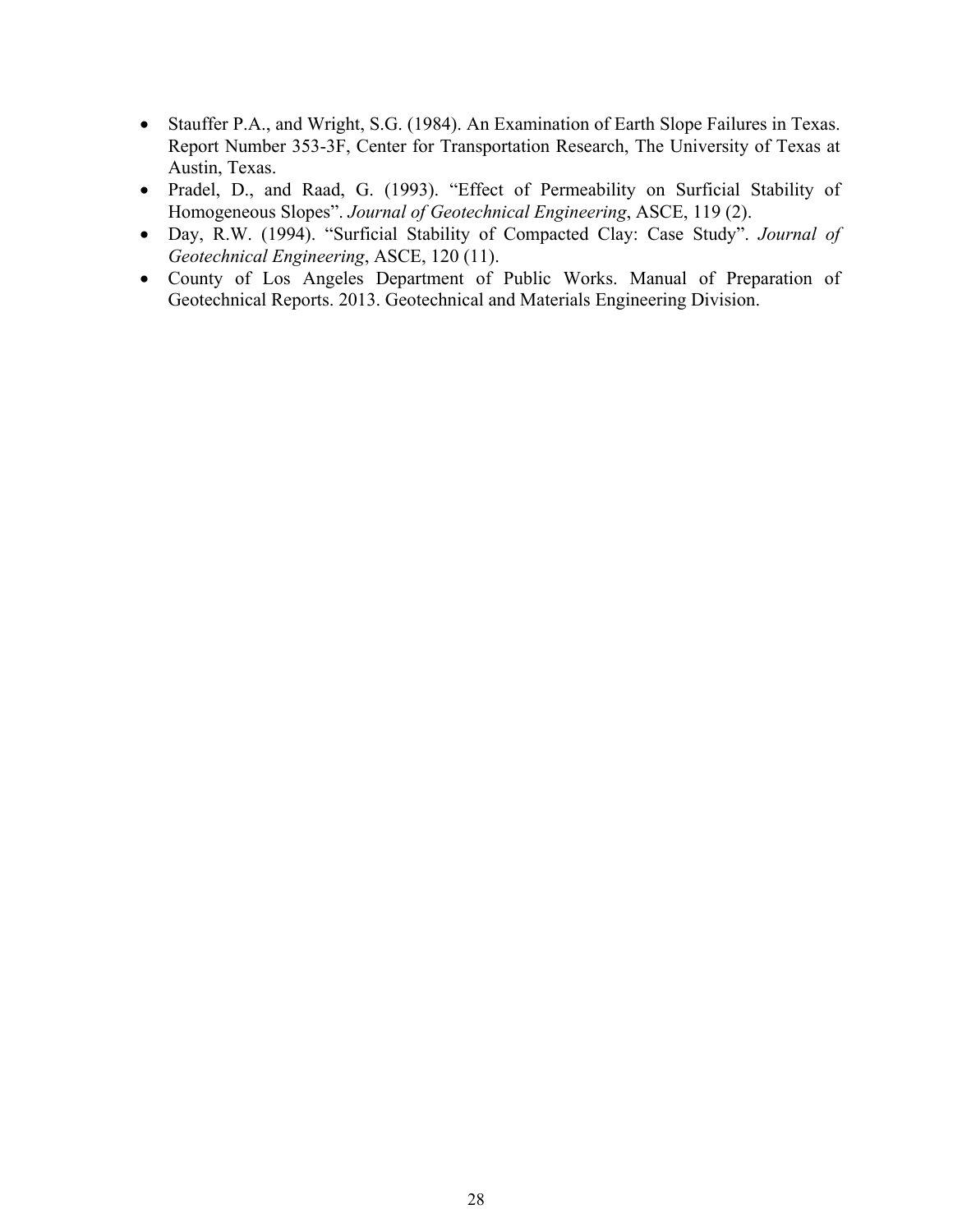- Stauffer P.A., and Wright, S.G. (1984). An Examination of Earth Slope Failures in Texas. Report Number 353-3F, Center for Transportation Research, The University of Texas at Austin, Texas.
- Pradel, D., and Raad, G. (1993). "Effect of Permeability on Surficial Stability of Homogeneous Slopes". *Journal of Geotechnical Engineering*, ASCE, 119 (2).
- Day, R.W. (1994). "Surficial Stability of Compacted Clay: Case Study". *Journal of Geotechnical Engineering*, ASCE, 120 (11).
- County of Los Angeles Department of Public Works. Manual of Preparation of Geotechnical Reports. 2013. Geotechnical and Materials Engineering Division.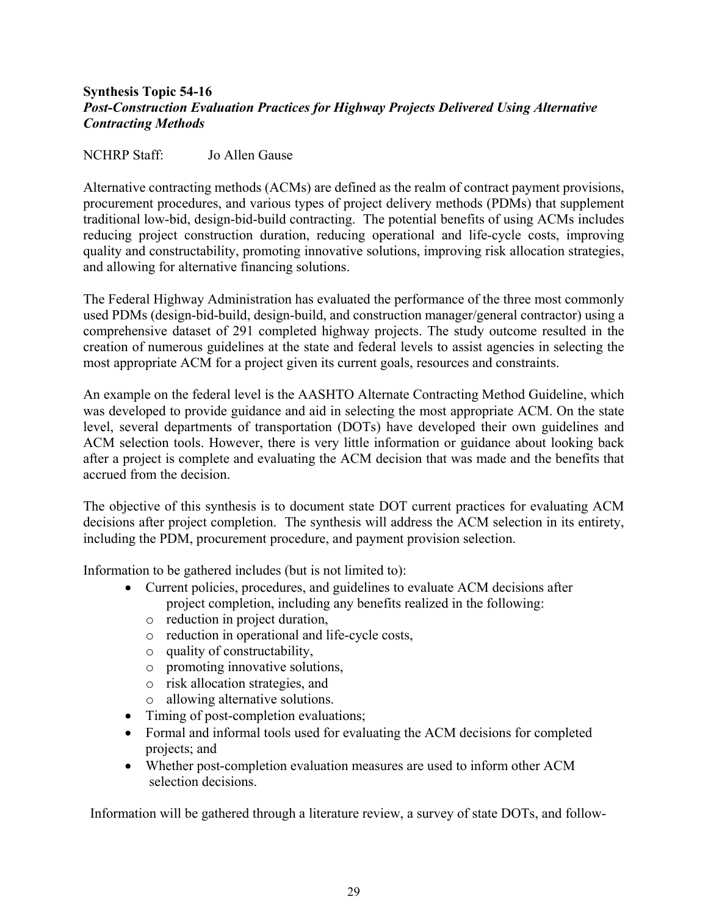**Synthesis Topic 54-16**
***Post-Construction Evaluation Practices for Highway Projects Delivered Using Alternative Contracting Methods***

NCHRP Staff: Jo Allen Gause

Alternative contracting methods (ACMs) are defined as the realm of contract payment provisions, procurement procedures, and various types of project delivery methods (PDMs) that supplement traditional low-bid, design-bid-build contracting. The potential benefits of using ACMs includes reducing project construction duration, reducing operational and life-cycle costs, improving quality and constructability, promoting innovative solutions, improving risk allocation strategies, and allowing for alternative financing solutions.

The Federal Highway Administration has evaluated the performance of the three most commonly used PDMs (design-bid-build, design-build, and construction manager/general contractor) using a comprehensive dataset of 291 completed highway projects. The study outcome resulted in the creation of numerous guidelines at the state and federal levels to assist agencies in selecting the most appropriate ACM for a project given its current goals, resources and constraints.

An example on the federal level is the AASHTO Alternate Contracting Method Guideline, which was developed to provide guidance and aid in selecting the most appropriate ACM. On the state level, several departments of transportation (DOTs) have developed their own guidelines and ACM selection tools. However, there is very little information or guidance about looking back after a project is complete and evaluating the ACM decision that was made and the benefits that accrued from the decision.

The objective of this synthesis is to document state DOT current practices for evaluating ACM decisions after project completion. The synthesis will address the ACM selection in its entirety, including the PDM, procurement procedure, and payment provision selection.

Information to be gathered includes (but is not limited to):

- Current policies, procedures, and guidelines to evaluate ACM decisions after project completion, including any benefits realized in the following:
  - reduction in project duration,
  - reduction in operational and life-cycle costs,
  - quality of constructability,
  - promoting innovative solutions,
  - risk allocation strategies, and
  - allowing alternative solutions.
- Timing of post-completion evaluations;
- Formal and informal tools used for evaluating the ACM decisions for completed projects; and
- Whether post-completion evaluation measures are used to inform other ACM selection decisions.

Information will be gathered through a literature review, a survey of state DOTs, and follow-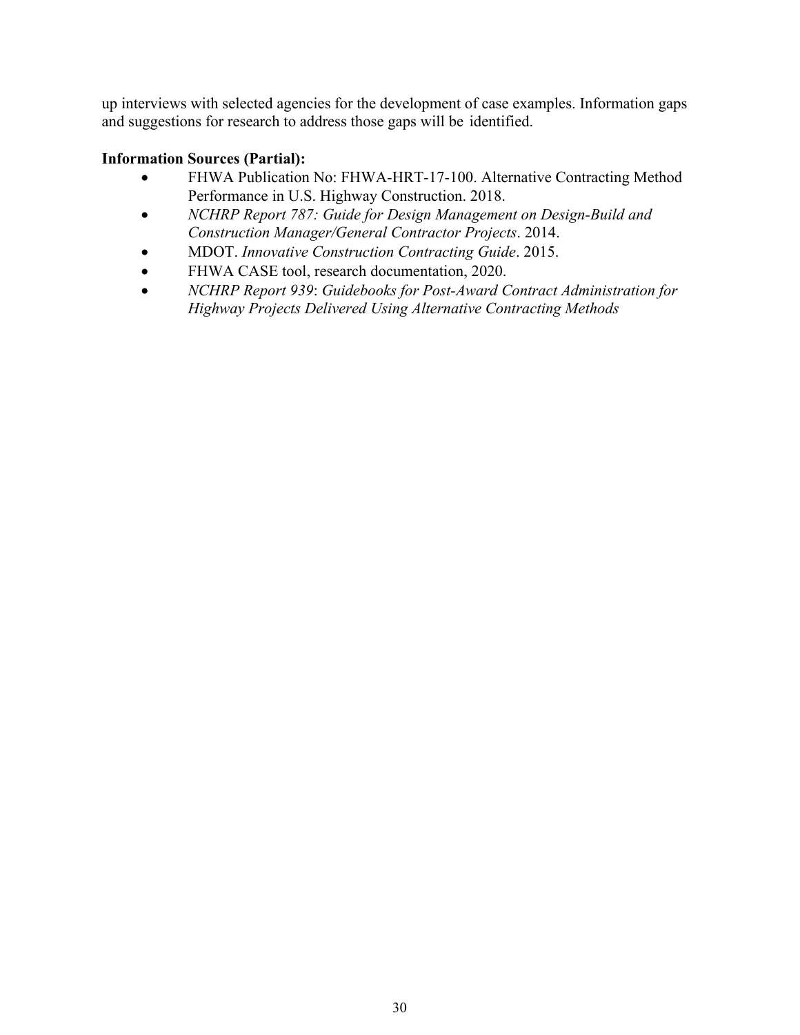up interviews with selected agencies for the development of case examples. Information gaps and suggestions for research to address those gaps will be identified.

**Information Sources (Partial):**

- FHWA Publication No: FHWA-HRT-17-100. Alternative Contracting Method Performance in U.S. Highway Construction. 2018.
- *NCHRP Report 787: Guide for Design Management on Design-Build and Construction Manager/General Contractor Projects*. 2014.
- MDOT. *Innovative Construction Contracting Guide*. 2015.
- FHWA CASE tool, research documentation, 2020.
- *NCHRP Report 939*: *Guidebooks for Post-Award Contract Administration for Highway Projects Delivered Using Alternative Contracting Methods*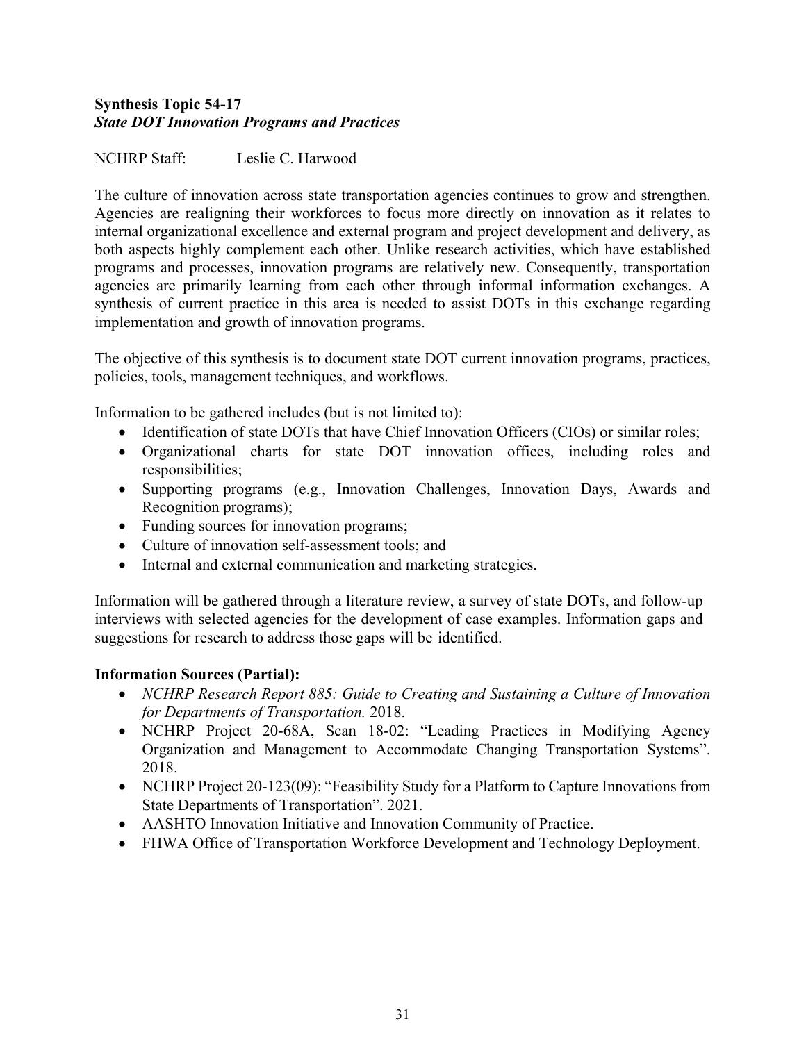**Synthesis Topic 54-17**
***State DOT Innovation Programs and Practices***

NCHRP Staff: Leslie C. Harwood

The culture of innovation across state transportation agencies continues to grow and strengthen. Agencies are realigning their workforces to focus more directly on innovation as it relates to internal organizational excellence and external program and project development and delivery, as both aspects highly complement each other. Unlike research activities, which have established programs and processes, innovation programs are relatively new. Consequently, transportation agencies are primarily learning from each other through informal information exchanges. A synthesis of current practice in this area is needed to assist DOTs in this exchange regarding implementation and growth of innovation programs.

The objective of this synthesis is to document state DOT current innovation programs, practices, policies, tools, management techniques, and workflows.

Information to be gathered includes (but is not limited to):

- Identification of state DOTs that have Chief Innovation Officers (CIOs) or similar roles;
- Organizational charts for state DOT innovation offices, including roles and responsibilities;
- Supporting programs (e.g., Innovation Challenges, Innovation Days, Awards and Recognition programs);
- Funding sources for innovation programs;
- Culture of innovation self-assessment tools; and
- Internal and external communication and marketing strategies.

Information will be gathered through a literature review, a survey of state DOTs, and follow-up interviews with selected agencies for the development of case examples. Information gaps and suggestions for research to address those gaps will be identified.

**Information Sources (Partial):**

- *NCHRP Research Report 885: Guide to Creating and Sustaining a Culture of Innovation for Departments of Transportation.* 2018.
- NCHRP Project 20-68A, Scan 18-02: "Leading Practices in Modifying Agency Organization and Management to Accommodate Changing Transportation Systems". 2018.
- NCHRP Project 20-123(09): "Feasibility Study for a Platform to Capture Innovations from State Departments of Transportation". 2021.
- AASHTO Innovation Initiative and Innovation Community of Practice.
- FHWA Office of Transportation Workforce Development and Technology Deployment.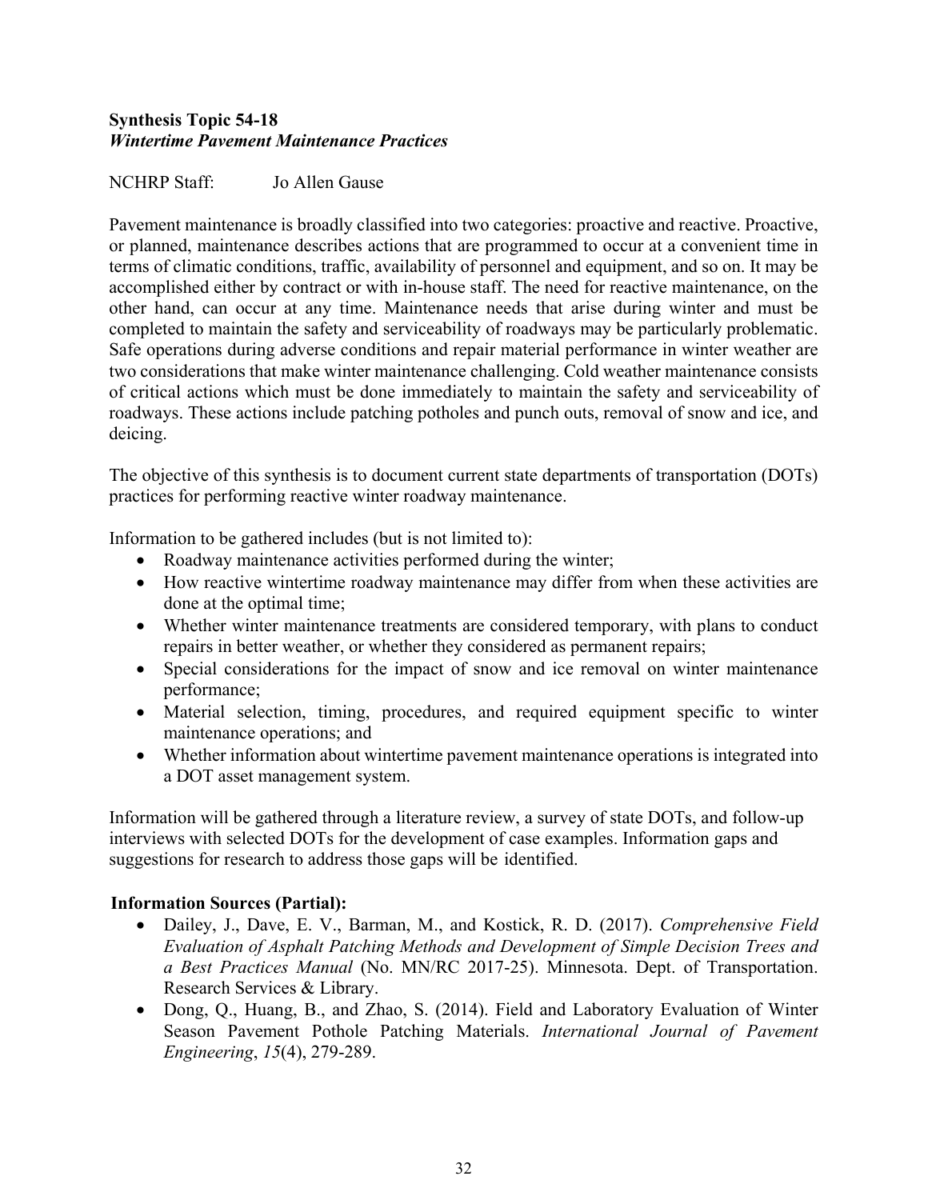**Synthesis Topic 54-18**
***Wintertime Pavement Maintenance Practices***

NCHRP Staff: Jo Allen Gause

Pavement maintenance is broadly classified into two categories: proactive and reactive. Proactive, or planned, maintenance describes actions that are programmed to occur at a convenient time in terms of climatic conditions, traffic, availability of personnel and equipment, and so on. It may be accomplished either by contract or with in-house staff. The need for reactive maintenance, on the other hand, can occur at any time. Maintenance needs that arise during winter and must be completed to maintain the safety and serviceability of roadways may be particularly problematic. Safe operations during adverse conditions and repair material performance in winter weather are two considerations that make winter maintenance challenging. Cold weather maintenance consists of critical actions which must be done immediately to maintain the safety and serviceability of roadways. These actions include patching potholes and punch outs, removal of snow and ice, and deicing.

The objective of this synthesis is to document current state departments of transportation (DOTs) practices for performing reactive winter roadway maintenance.

Information to be gathered includes (but is not limited to):

- Roadway maintenance activities performed during the winter;
- How reactive wintertime roadway maintenance may differ from when these activities are done at the optimal time;
- Whether winter maintenance treatments are considered temporary, with plans to conduct repairs in better weather, or whether they considered as permanent repairs;
- Special considerations for the impact of snow and ice removal on winter maintenance performance;
- Material selection, timing, procedures, and required equipment specific to winter maintenance operations; and
- Whether information about wintertime pavement maintenance operations is integrated into a DOT asset management system.

Information will be gathered through a literature review, a survey of state DOTs, and follow-up interviews with selected DOTs for the development of case examples. Information gaps and suggestions for research to address those gaps will be identified.

**Information Sources (Partial):**

- Dailey, J., Dave, E. V., Barman, M., and Kostick, R. D. (2017). *Comprehensive Field Evaluation of Asphalt Patching Methods and Development of Simple Decision Trees and a Best Practices Manual* (No. MN/RC 2017-25). Minnesota. Dept. of Transportation. Research Services & Library.
- Dong, Q., Huang, B., and Zhao, S. (2014). Field and Laboratory Evaluation of Winter Season Pavement Pothole Patching Materials. *International Journal of Pavement Engineering*, *15*(4), 279-289.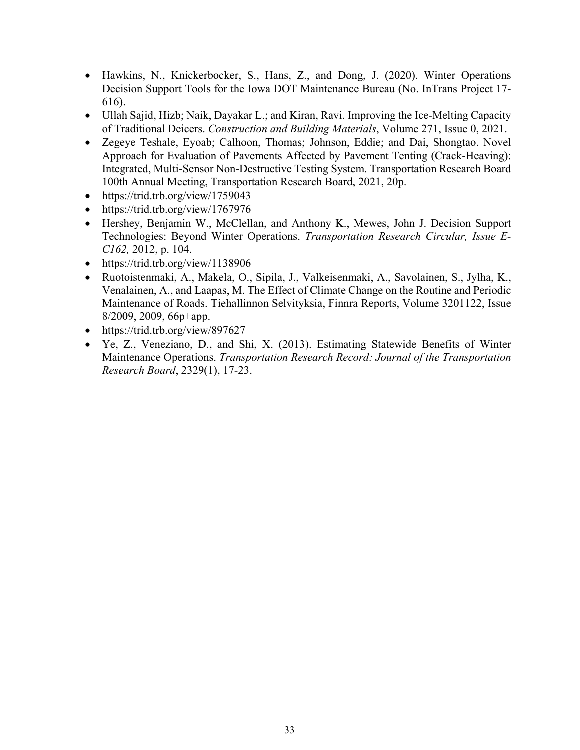- Hawkins, N., Knickerbocker, S., Hans, Z., and Dong, J. (2020). Winter Operations Decision Support Tools for the Iowa DOT Maintenance Bureau (No. InTrans Project 17-616).
- Ullah Sajid, Hizb; Naik, Dayakar L.; and Kiran, Ravi. Improving the Ice-Melting Capacity of Traditional Deicers. *Construction and Building Materials*, Volume 271, Issue 0, 2021.
- Zegeye Teshale, Eyoab; Calhoon, Thomas; Johnson, Eddie; and Dai, Shongtao. Novel Approach for Evaluation of Pavements Affected by Pavement Tenting (Crack-Heaving): Integrated, Multi-Sensor Non-Destructive Testing System. Transportation Research Board 100th Annual Meeting, Transportation Research Board, 2021, 20p.
- https://trid.trb.org/view/1759043
- https://trid.trb.org/view/1767976
- Hershey, Benjamin W., McClellan, and Anthony K., Mewes, John J. Decision Support Technologies: Beyond Winter Operations. *Transportation Research Circular, Issue E-C162,* 2012, p. 104.
- https://trid.trb.org/view/1138906
- Ruotoistenmaki, A., Makela, O., Sipila, J., Valkeisenmaki, A., Savolainen, S., Jylha, K., Venalainen, A., and Laapas, M. The Effect of Climate Change on the Routine and Periodic Maintenance of Roads. Tiehallinnon Selvityksia, Finnra Reports, Volume 3201122, Issue 8/2009, 2009, 66p+app.
- https://trid.trb.org/view/897627
- Ye, Z., Veneziano, D., and Shi, X. (2013). Estimating Statewide Benefits of Winter Maintenance Operations. *Transportation Research Record: Journal of the Transportation Research Board*, 2329(1), 17-23.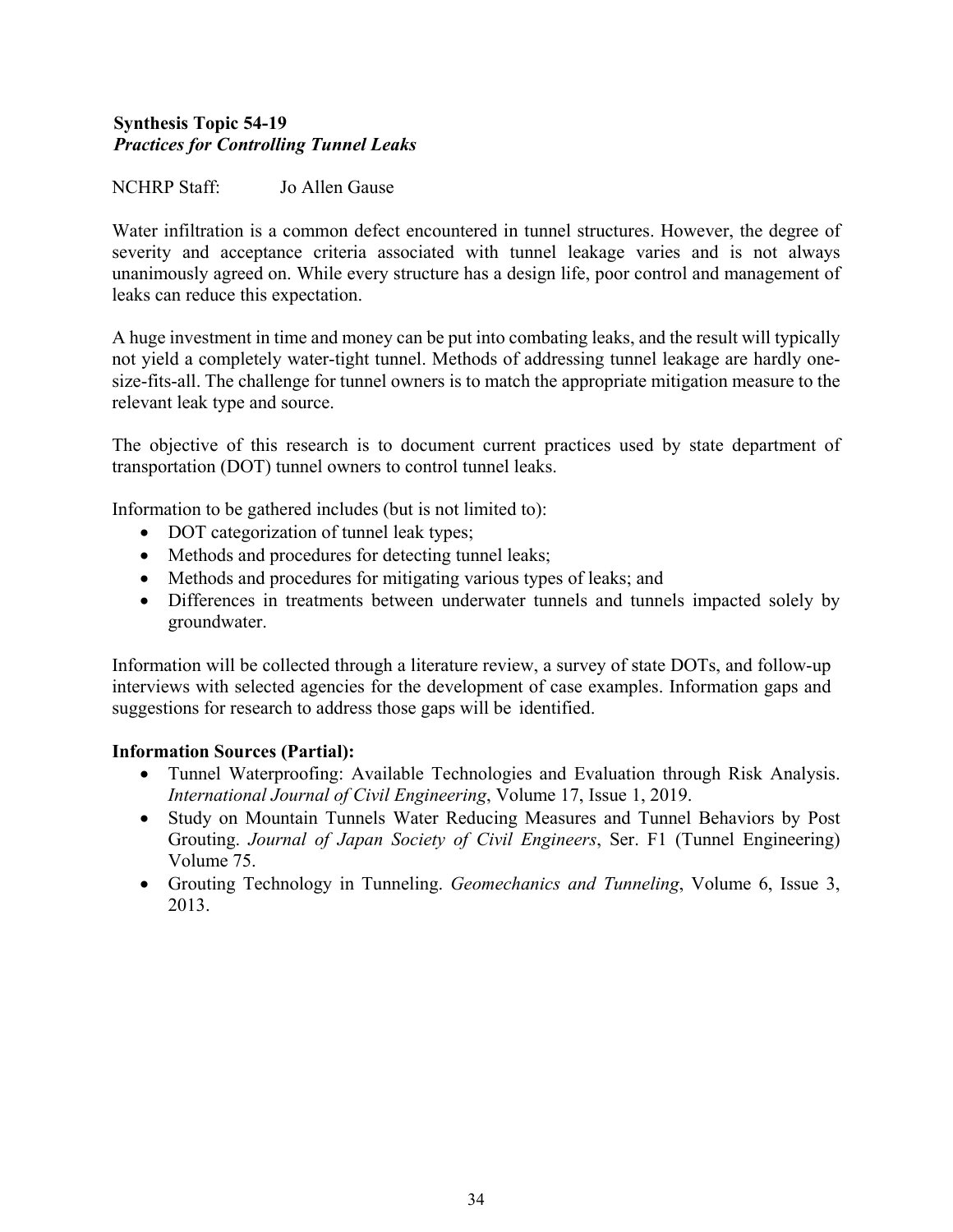**Synthesis Topic 54-19**
***Practices for Controlling Tunnel Leaks***

NCHRP Staff: Jo Allen Gause

Water infiltration is a common defect encountered in tunnel structures. However, the degree of severity and acceptance criteria associated with tunnel leakage varies and is not always unanimously agreed on. While every structure has a design life, poor control and management of leaks can reduce this expectation.

A huge investment in time and money can be put into combating leaks, and the result will typically not yield a completely water-tight tunnel. Methods of addressing tunnel leakage are hardly one-size-fits-all. The challenge for tunnel owners is to match the appropriate mitigation measure to the relevant leak type and source.

The objective of this research is to document current practices used by state department of transportation (DOT) tunnel owners to control tunnel leaks.

Information to be gathered includes (but is not limited to):

- DOT categorization of tunnel leak types;
- Methods and procedures for detecting tunnel leaks;
- Methods and procedures for mitigating various types of leaks; and
- Differences in treatments between underwater tunnels and tunnels impacted solely by groundwater.

Information will be collected through a literature review, a survey of state DOTs, and follow-up interviews with selected agencies for the development of case examples. Information gaps and suggestions for research to address those gaps will be identified.

**Information Sources (Partial):**

- Tunnel Waterproofing: Available Technologies and Evaluation through Risk Analysis. *International Journal of Civil Engineering*, Volume 17, Issue 1, 2019.
- Study on Mountain Tunnels Water Reducing Measures and Tunnel Behaviors by Post Grouting. *Journal of Japan Society of Civil Engineers*, Ser. F1 (Tunnel Engineering) Volume 75.
- Grouting Technology in Tunneling. *Geomechanics and Tunneling*, Volume 6, Issue 3, 2013.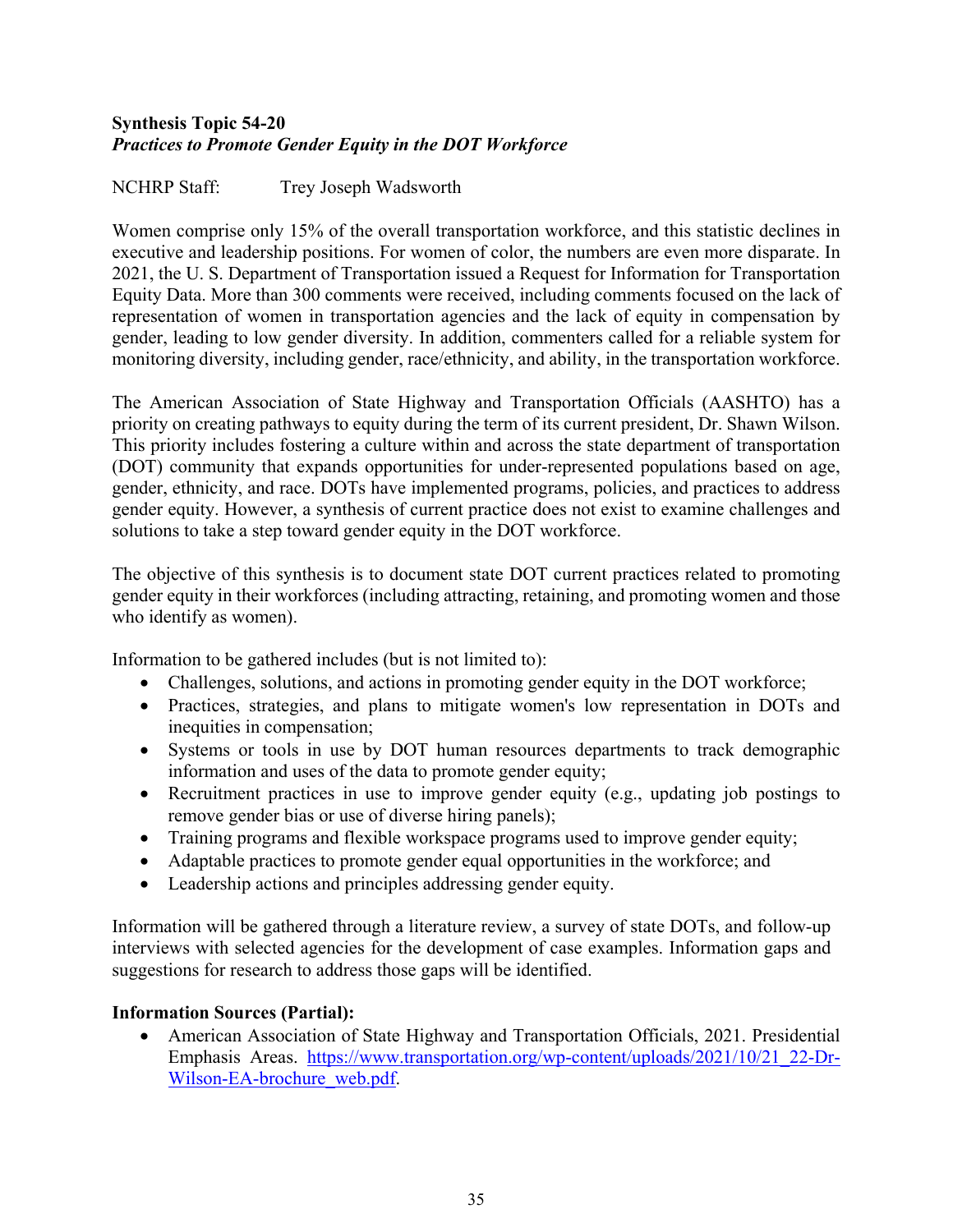**Synthesis Topic 54-20**
***Practices to Promote Gender Equity in the DOT Workforce***

NCHRP Staff: Trey Joseph Wadsworth

Women comprise only 15% of the overall transportation workforce, and this statistic declines in executive and leadership positions. For women of color, the numbers are even more disparate. In 2021, the U. S. Department of Transportation issued a Request for Information for Transportation Equity Data. More than 300 comments were received, including comments focused on the lack of representation of women in transportation agencies and the lack of equity in compensation by gender, leading to low gender diversity. In addition, commenters called for a reliable system for monitoring diversity, including gender, race/ethnicity, and ability, in the transportation workforce.

The American Association of State Highway and Transportation Officials (AASHTO) has a priority on creating pathways to equity during the term of its current president, Dr. Shawn Wilson. This priority includes fostering a culture within and across the state department of transportation (DOT) community that expands opportunities for under-represented populations based on age, gender, ethnicity, and race. DOTs have implemented programs, policies, and practices to address gender equity. However, a synthesis of current practice does not exist to examine challenges and solutions to take a step toward gender equity in the DOT workforce.

The objective of this synthesis is to document state DOT current practices related to promoting gender equity in their workforces (including attracting, retaining, and promoting women and those who identify as women).

Information to be gathered includes (but is not limited to):

- Challenges, solutions, and actions in promoting gender equity in the DOT workforce;
- Practices, strategies, and plans to mitigate women's low representation in DOTs and inequities in compensation;
- Systems or tools in use by DOT human resources departments to track demographic information and uses of the data to promote gender equity;
- Recruitment practices in use to improve gender equity (e.g., updating job postings to remove gender bias or use of diverse hiring panels);
- Training programs and flexible workspace programs used to improve gender equity;
- Adaptable practices to promote gender equal opportunities in the workforce; and
- Leadership actions and principles addressing gender equity.

Information will be gathered through a literature review, a survey of state DOTs, and follow-up interviews with selected agencies for the development of case examples. Information gaps and suggestions for research to address those gaps will be identified.

**Information Sources (Partial):**

- American Association of State Highway and Transportation Officials, 2021. Presidential Emphasis Areas. https://www.transportation.org/wp-content/uploads/2021/10/21_22-Dr-Wilson-EA-brochure_web.pdf.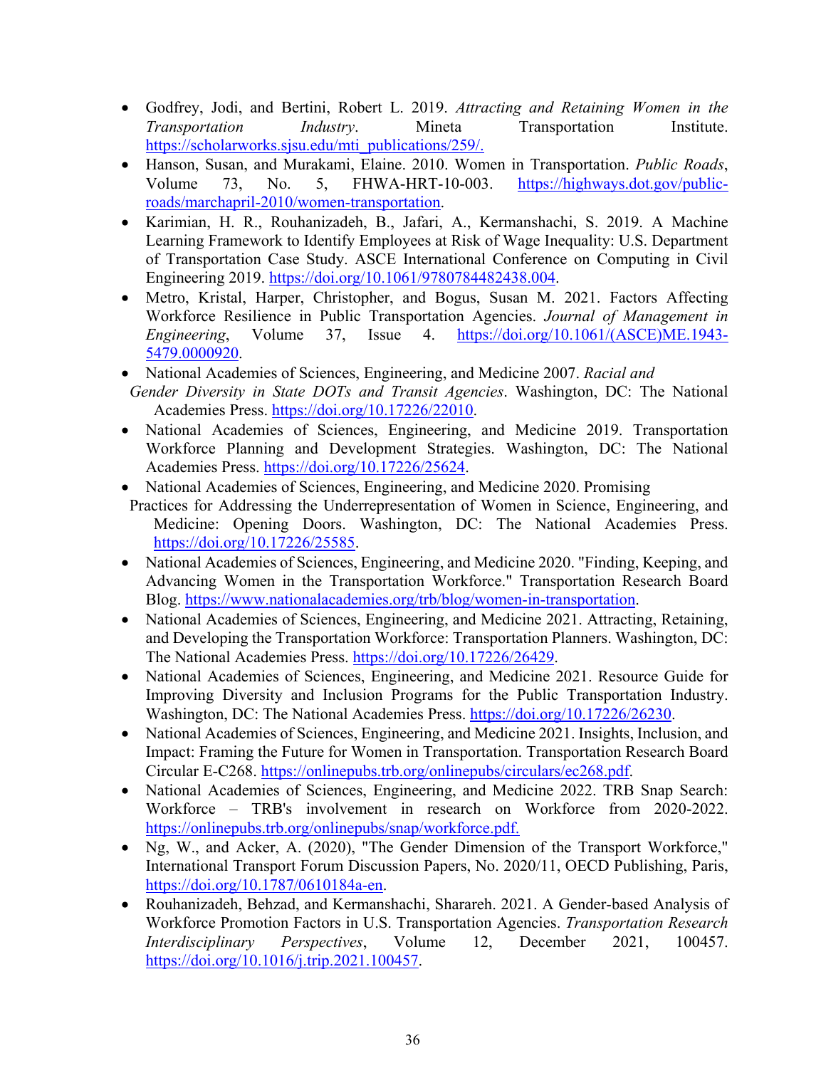- Godfrey, Jodi, and Bertini, Robert L. 2019. *Attracting and Retaining Women in the Transportation Industry*. Mineta Transportation Institute. https://scholarworks.sjsu.edu/mti_publications/259/.
- Hanson, Susan, and Murakami, Elaine. 2010. Women in Transportation. *Public Roads*, Volume 73, No. 5, FHWA-HRT-10-003. https://highways.dot.gov/public-roads/marchapril-2010/women-transportation.
- Karimian, H. R., Rouhanizadeh, B., Jafari, A., Kermanshachi, S. 2019. A Machine Learning Framework to Identify Employees at Risk of Wage Inequality: U.S. Department of Transportation Case Study. ASCE International Conference on Computing in Civil Engineering 2019. https://doi.org/10.1061/9780784482438.004.
- Metro, Kristal, Harper, Christopher, and Bogus, Susan M. 2021. Factors Affecting Workforce Resilience in Public Transportation Agencies. *Journal of Management in Engineering*, Volume 37, Issue 4. https://doi.org/10.1061/(ASCE)ME.1943-5479.0000920.
- National Academies of Sciences, Engineering, and Medicine 2007. *Racial and Gender Diversity in State DOTs and Transit Agencies*. Washington, DC: The National Academies Press. https://doi.org/10.17226/22010.
- National Academies of Sciences, Engineering, and Medicine 2019. Transportation Workforce Planning and Development Strategies. Washington, DC: The National Academies Press. https://doi.org/10.17226/25624.
- National Academies of Sciences, Engineering, and Medicine 2020. Promising Practices for Addressing the Underrepresentation of Women in Science, Engineering, and Medicine: Opening Doors. Washington, DC: The National Academies Press. https://doi.org/10.17226/25585.
- National Academies of Sciences, Engineering, and Medicine 2020. "Finding, Keeping, and Advancing Women in the Transportation Workforce." Transportation Research Board Blog. https://www.nationalacademies.org/trb/blog/women-in-transportation.
- National Academies of Sciences, Engineering, and Medicine 2021. Attracting, Retaining, and Developing the Transportation Workforce: Transportation Planners. Washington, DC: The National Academies Press. https://doi.org/10.17226/26429.
- National Academies of Sciences, Engineering, and Medicine 2021. Resource Guide for Improving Diversity and Inclusion Programs for the Public Transportation Industry. Washington, DC: The National Academies Press. https://doi.org/10.17226/26230.
- National Academies of Sciences, Engineering, and Medicine 2021. Insights, Inclusion, and Impact: Framing the Future for Women in Transportation. Transportation Research Board Circular E-C268. https://onlinepubs.trb.org/onlinepubs/circulars/ec268.pdf.
- National Academies of Sciences, Engineering, and Medicine 2022. TRB Snap Search: Workforce – TRB's involvement in research on Workforce from 2020-2022. https://onlinepubs.trb.org/onlinepubs/snap/workforce.pdf.
- Ng, W., and Acker, A. (2020), "The Gender Dimension of the Transport Workforce," International Transport Forum Discussion Papers, No. 2020/11, OECD Publishing, Paris, https://doi.org/10.1787/0610184a-en.
- Rouhanizadeh, Behzad, and Kermanshachi, Sharareh. 2021. A Gender-based Analysis of Workforce Promotion Factors in U.S. Transportation Agencies. *Transportation Research Interdisciplinary Perspectives*, Volume 12, December 2021, 100457. https://doi.org/10.1016/j.trip.2021.100457.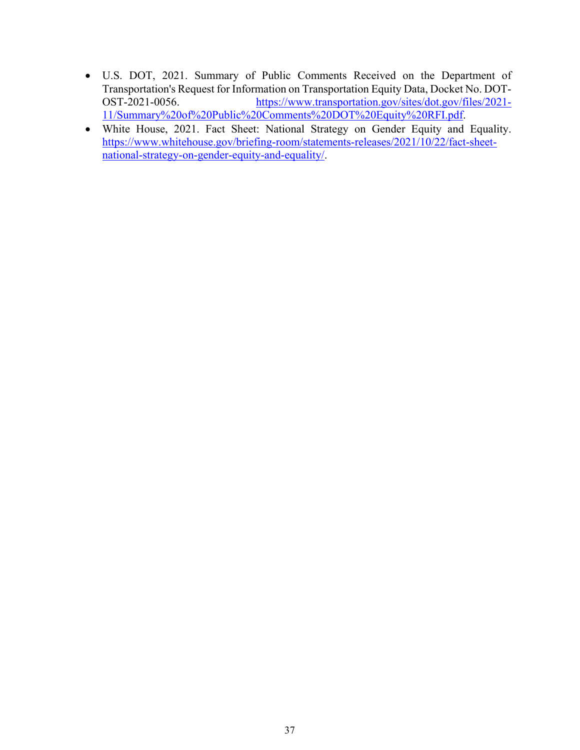- U.S. DOT, 2021. Summary of Public Comments Received on the Department of Transportation's Request for Information on Transportation Equity Data, Docket No. DOT-OST-2021-0056. https://www.transportation.gov/sites/dot.gov/files/2021-11/Summary%20of%20Public%20Comments%20DOT%20Equity%20RFI.pdf.
- White House, 2021. Fact Sheet: National Strategy on Gender Equity and Equality. https://www.whitehouse.gov/briefing-room/statements-releases/2021/10/22/fact-sheet-national-strategy-on-gender-equity-and-equality/.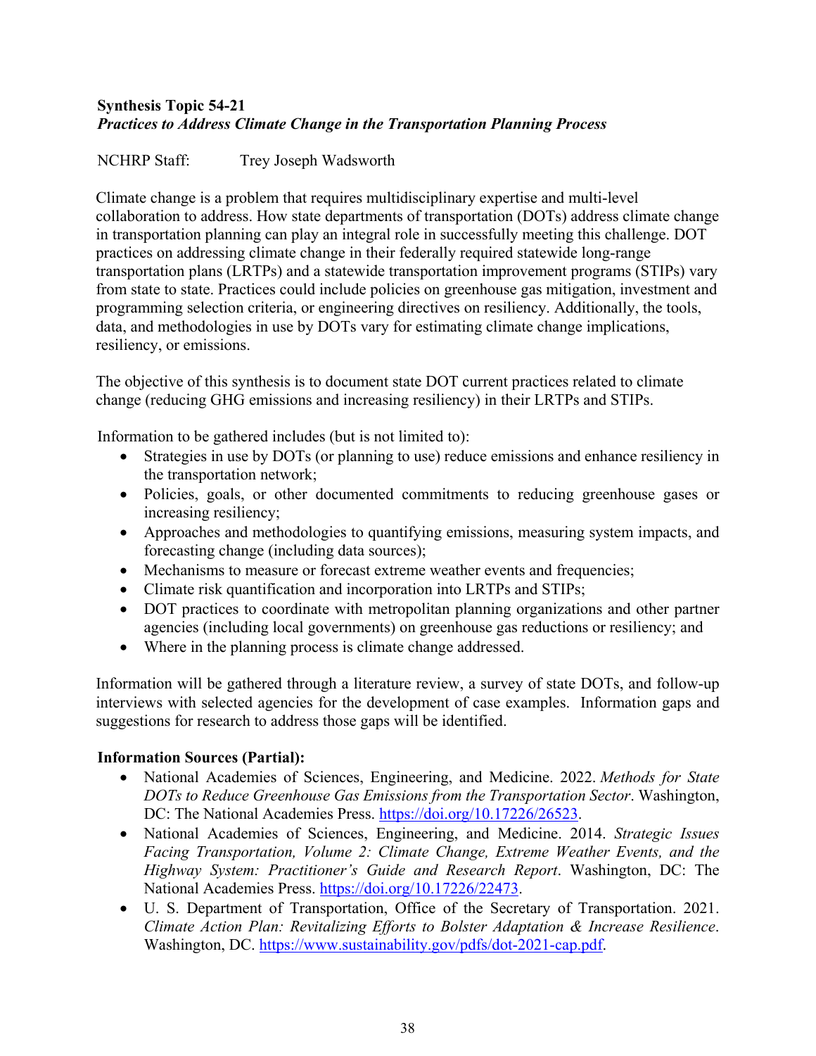**Synthesis Topic 54-21**
***Practices to Address Climate Change in the Transportation Planning Process***

NCHRP Staff: Trey Joseph Wadsworth

Climate change is a problem that requires multidisciplinary expertise and multi-level collaboration to address. How state departments of transportation (DOTs) address climate change in transportation planning can play an integral role in successfully meeting this challenge. DOT practices on addressing climate change in their federally required statewide long-range transportation plans (LRTPs) and a statewide transportation improvement programs (STIPs) vary from state to state. Practices could include policies on greenhouse gas mitigation, investment and programming selection criteria, or engineering directives on resiliency. Additionally, the tools, data, and methodologies in use by DOTs vary for estimating climate change implications, resiliency, or emissions.

The objective of this synthesis is to document state DOT current practices related to climate change (reducing GHG emissions and increasing resiliency) in their LRTPs and STIPs.

Information to be gathered includes (but is not limited to):

- Strategies in use by DOTs (or planning to use) reduce emissions and enhance resiliency in the transportation network;
- Policies, goals, or other documented commitments to reducing greenhouse gases or increasing resiliency;
- Approaches and methodologies to quantifying emissions, measuring system impacts, and forecasting change (including data sources);
- Mechanisms to measure or forecast extreme weather events and frequencies;
- Climate risk quantification and incorporation into LRTPs and STIPs;
- DOT practices to coordinate with metropolitan planning organizations and other partner agencies (including local governments) on greenhouse gas reductions or resiliency; and
- Where in the planning process is climate change addressed.

Information will be gathered through a literature review, a survey of state DOTs, and follow-up interviews with selected agencies for the development of case examples. Information gaps and suggestions for research to address those gaps will be identified.

**Information Sources (Partial):**

- National Academies of Sciences, Engineering, and Medicine. 2022. *Methods for State DOTs to Reduce Greenhouse Gas Emissions from the Transportation Sector*. Washington, DC: The National Academies Press. https://doi.org/10.17226/26523.
- National Academies of Sciences, Engineering, and Medicine. 2014. *Strategic Issues Facing Transportation, Volume 2: Climate Change, Extreme Weather Events, and the Highway System: Practitioner's Guide and Research Report*. Washington, DC: The National Academies Press. https://doi.org/10.17226/22473.
- U. S. Department of Transportation, Office of the Secretary of Transportation. 2021. *Climate Action Plan: Revitalizing Efforts to Bolster Adaptation & Increase Resilience*. Washington, DC. https://www.sustainability.gov/pdfs/dot-2021-cap.pdf.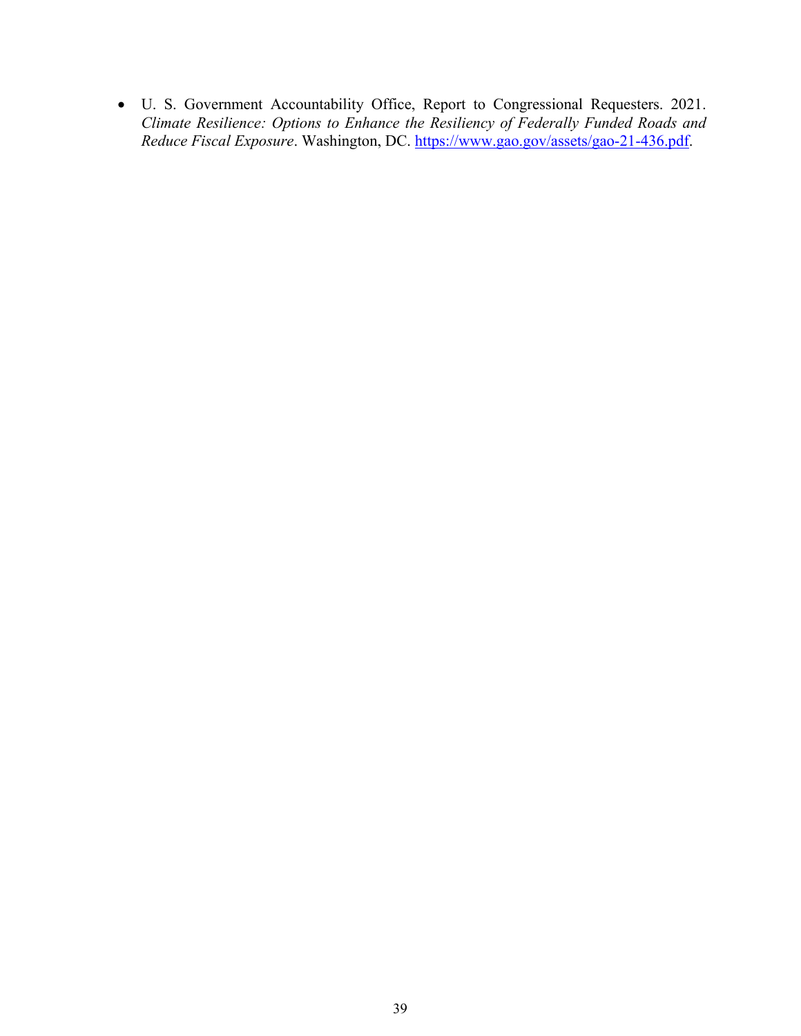- U. S. Government Accountability Office, Report to Congressional Requesters. 2021. *Climate Resilience: Options to Enhance the Resiliency of Federally Funded Roads and Reduce Fiscal Exposure*. Washington, DC. [https://www.gao.gov/assets/gao-21-436.pdf](https://www.gao.gov/assets/gao-21-436.pdf).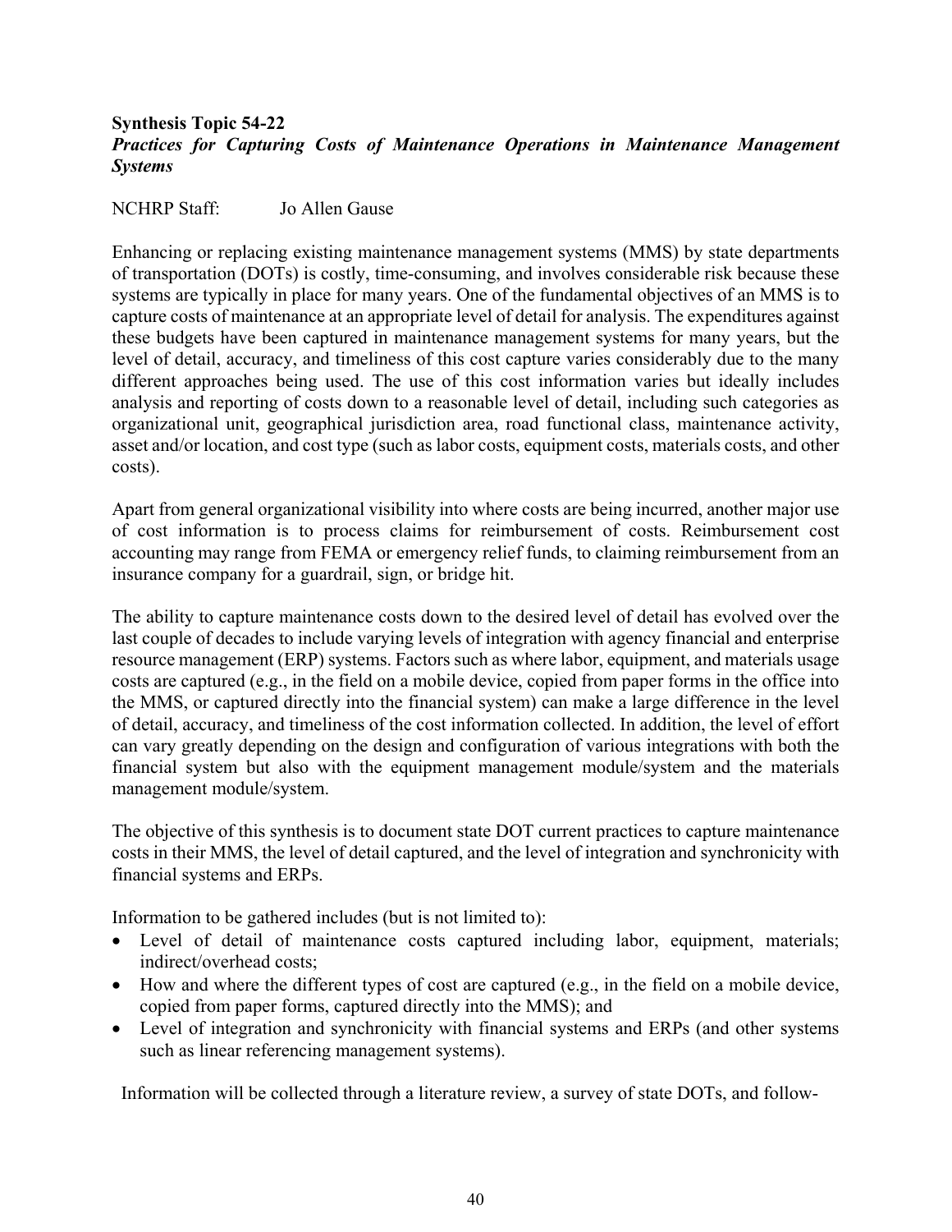**Synthesis Topic 54-22**
***Practices for Capturing Costs of Maintenance Operations in Maintenance Management Systems***

NCHRP Staff: Jo Allen Gause

Enhancing or replacing existing maintenance management systems (MMS) by state departments of transportation (DOTs) is costly, time-consuming, and involves considerable risk because these systems are typically in place for many years. One of the fundamental objectives of an MMS is to capture costs of maintenance at an appropriate level of detail for analysis. The expenditures against these budgets have been captured in maintenance management systems for many years, but the level of detail, accuracy, and timeliness of this cost capture varies considerably due to the many different approaches being used. The use of this cost information varies but ideally includes analysis and reporting of costs down to a reasonable level of detail, including such categories as organizational unit, geographical jurisdiction area, road functional class, maintenance activity, asset and/or location, and cost type (such as labor costs, equipment costs, materials costs, and other costs).

Apart from general organizational visibility into where costs are being incurred, another major use of cost information is to process claims for reimbursement of costs. Reimbursement cost accounting may range from FEMA or emergency relief funds, to claiming reimbursement from an insurance company for a guardrail, sign, or bridge hit.

The ability to capture maintenance costs down to the desired level of detail has evolved over the last couple of decades to include varying levels of integration with agency financial and enterprise resource management (ERP) systems. Factors such as where labor, equipment, and materials usage costs are captured (e.g., in the field on a mobile device, copied from paper forms in the office into the MMS, or captured directly into the financial system) can make a large difference in the level of detail, accuracy, and timeliness of the cost information collected. In addition, the level of effort can vary greatly depending on the design and configuration of various integrations with both the financial system but also with the equipment management module/system and the materials management module/system.

The objective of this synthesis is to document state DOT current practices to capture maintenance costs in their MMS, the level of detail captured, and the level of integration and synchronicity with financial systems and ERPs.

Information to be gathered includes (but is not limited to):

- Level of detail of maintenance costs captured including labor, equipment, materials; indirect/overhead costs;
- How and where the different types of cost are captured (e.g., in the field on a mobile device, copied from paper forms, captured directly into the MMS); and
- Level of integration and synchronicity with financial systems and ERPs (and other systems such as linear referencing management systems).

Information will be collected through a literature review, a survey of state DOTs, and follow-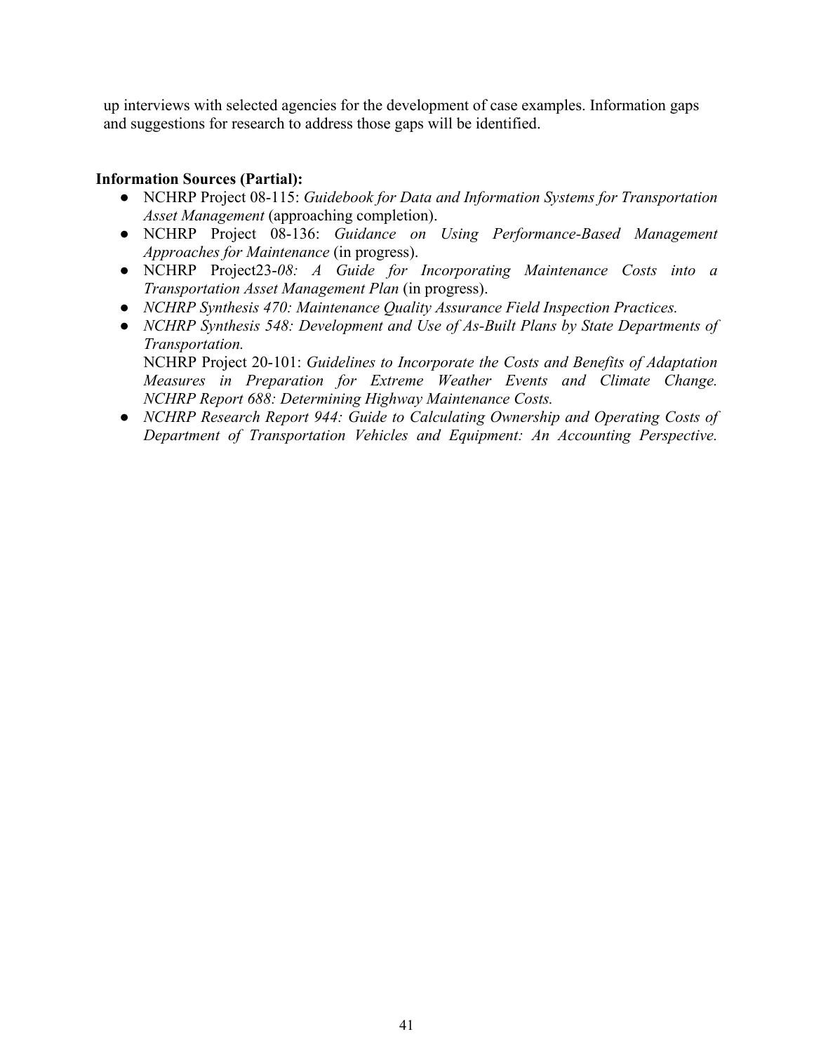up interviews with selected agencies for the development of case examples. Information gaps and suggestions for research to address those gaps will be identified.

**Information Sources (Partial):**

- NCHRP Project 08-115: *Guidebook for Data and Information Systems for Transportation Asset Management* (approaching completion).
- NCHRP Project 08-136: *Guidance on Using Performance-Based Management Approaches for Maintenance* (in progress).
- NCHRP Project23-*08: A Guide for Incorporating Maintenance Costs into a Transportation Asset Management Plan* (in progress).
- *NCHRP Synthesis 470: Maintenance Quality Assurance Field Inspection Practices.*
- *NCHRP Synthesis 548: Development and Use of As-Built Plans by State Departments of Transportation.*
  NCHRP Project 20-101: *Guidelines to Incorporate the Costs and Benefits of Adaptation Measures in Preparation for Extreme Weather Events and Climate Change. NCHRP Report 688: Determining Highway Maintenance Costs.*
- *NCHRP Research Report 944: Guide to Calculating Ownership and Operating Costs of Department of Transportation Vehicles and Equipment: An Accounting Perspective.*